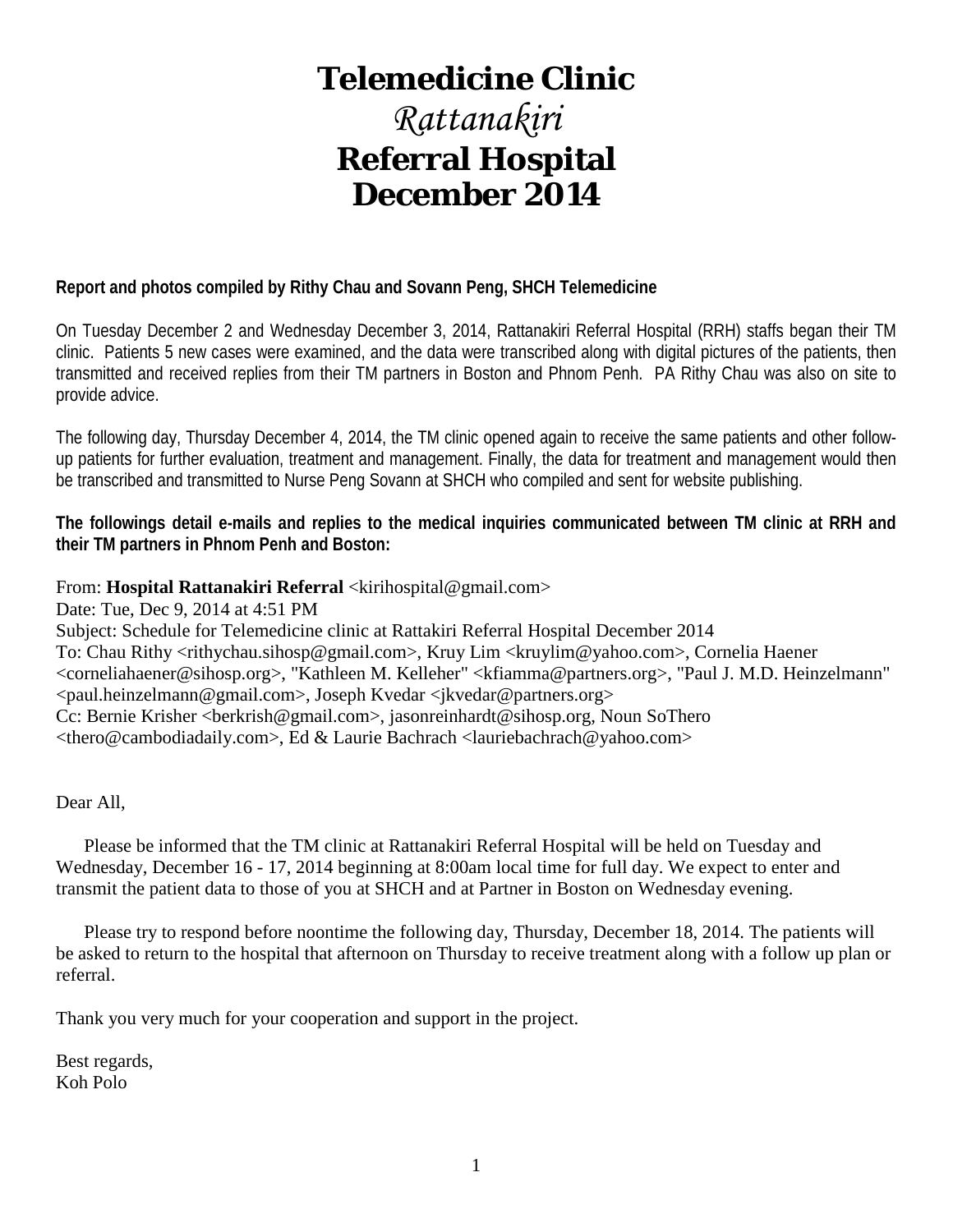# Telemedicine Clinic
## *Rattanakiri*
## Referral Hospital
## December 2014

**Report and photos compiled by Rithy Chau and Sovann Peng, SHCH Telemedicine**

On Tuesday December 2 and Wednesday December 3, 2014, Rattanakiri Referral Hospital (RRH) staffs began their TM clinic. Patients 5 new cases were examined, and the data were transcribed along with digital pictures of the patients, then transmitted and received replies from their TM partners in Boston and Phnom Penh. PA Rithy Chau was also on site to provide advice.

The following day, Thursday December 4, 2014, the TM clinic opened again to receive the same patients and other follow-up patients for further evaluation, treatment and management. Finally, the data for treatment and management would then be transcribed and transmitted to Nurse Peng Sovann at SHCH who compiled and sent for website publishing.

**The followings detail e-mails and replies to the medical inquiries communicated between TM clinic at RRH and their TM partners in Phnom Penh and Boston:**

From: **Hospital Rattanakiri Referral** <kirihospital@gmail.com>
Date: Tue, Dec 9, 2014 at 4:51 PM
Subject: Schedule for Telemedicine clinic at Rattakiri Referral Hospital December 2014
To: Chau Rithy <rithychau.sihosp@gmail.com>, Kruy Lim <kruylim@yahoo.com>, Cornelia Haener <corneliahaener@sihosp.org>, "Kathleen M. Kelleher" <kfiamma@partners.org>, "Paul J. M.D. Heinzelmann" <paul.heinzelmann@gmail.com>, Joseph Kvedar <jkvedar@partners.org>
Cc: Bernie Krisher <berkrish@gmail.com>, jasonreinhardt@sihosp.org, Noun SoThero <thero@cambodiadaily.com>, Ed & Laurie Bachrach <lauriebachrach@yahoo.com>

Dear All,

Please be informed that the TM clinic at Rattanakiri Referral Hospital will be held on Tuesday and Wednesday, December 16 - 17, 2014 beginning at 8:00am local time for full day. We expect to enter and transmit the patient data to those of you at SHCH and at Partner in Boston on Wednesday evening.

Please try to respond before noontime the following day, Thursday, December 18, 2014. The patients will be asked to return to the hospital that afternoon on Thursday to receive treatment along with a follow up plan or referral.

Thank you very much for your cooperation and support in the project.

Best regards,
Koh Polo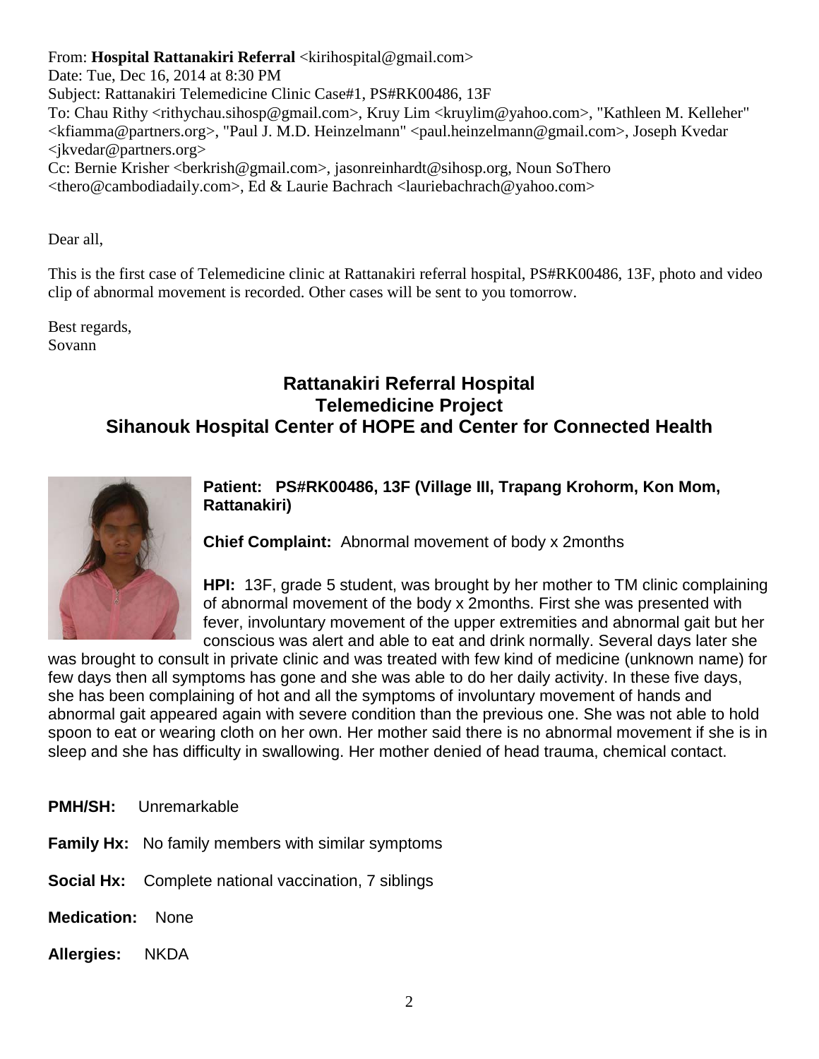From: **Hospital Rattanakiri Referral** <kirihospital@gmail.com>
Date: Tue, Dec 16, 2014 at 8:30 PM
Subject: Rattanakiri Telemedicine Clinic Case#1, PS#RK00486, 13F
To: Chau Rithy <rithychau.sihosp@gmail.com>, Kruy Lim <kruylim@yahoo.com>, "Kathleen M. Kelleher" <kfiamma@partners.org>, "Paul J. M.D. Heinzelmann" <paul.heinzelmann@gmail.com>, Joseph Kvedar <jkvedar@partners.org>
Cc: Bernie Krisher <berkrish@gmail.com>, jasonreinhardt@sihosp.org, Noun SoThero <thero@cambodiadaily.com>, Ed & Laurie Bachrach <lauriebachrach@yahoo.com>

Dear all,

This is the first case of Telemedicine clinic at Rattanakiri referral hospital, PS#RK00486, 13F, photo and video clip of abnormal movement is recorded. Other cases will be sent to you tomorrow.

Best regards,
Sovann

## Rattanakiri Referral Hospital
## Telemedicine Project
## Sihanouk Hospital Center of HOPE and Center for Connected Health

**Patient: PS#RK00486, 13F (Village III, Trapang Krohorm, Kon Mom, Rattanakiri)**

**Chief Complaint:** Abnormal movement of body x 2months

**HPI:** 13F, grade 5 student, was brought by her mother to TM clinic complaining of abnormal movement of the body x 2months. First she was presented with fever, involuntary movement of the upper extremities and abnormal gait but her conscious was alert and able to eat and drink normally. Several days later she was brought to consult in private clinic and was treated with few kind of medicine (unknown name) for few days then all symptoms has gone and she was able to do her daily activity. In these five days, she has been complaining of hot and all the symptoms of involuntary movement of hands and abnormal gait appeared again with severe condition than the previous one. She was not able to hold spoon to eat or wearing cloth on her own. Her mother said there is no abnormal movement if she is in sleep and she has difficulty in swallowing. Her mother denied of head trauma, chemical contact.

**PMH/SH:** Unremarkable

**Family Hx:** No family members with similar symptoms

**Social Hx:** Complete national vaccination, 7 siblings

**Medication:** None

**Allergies:** NKDA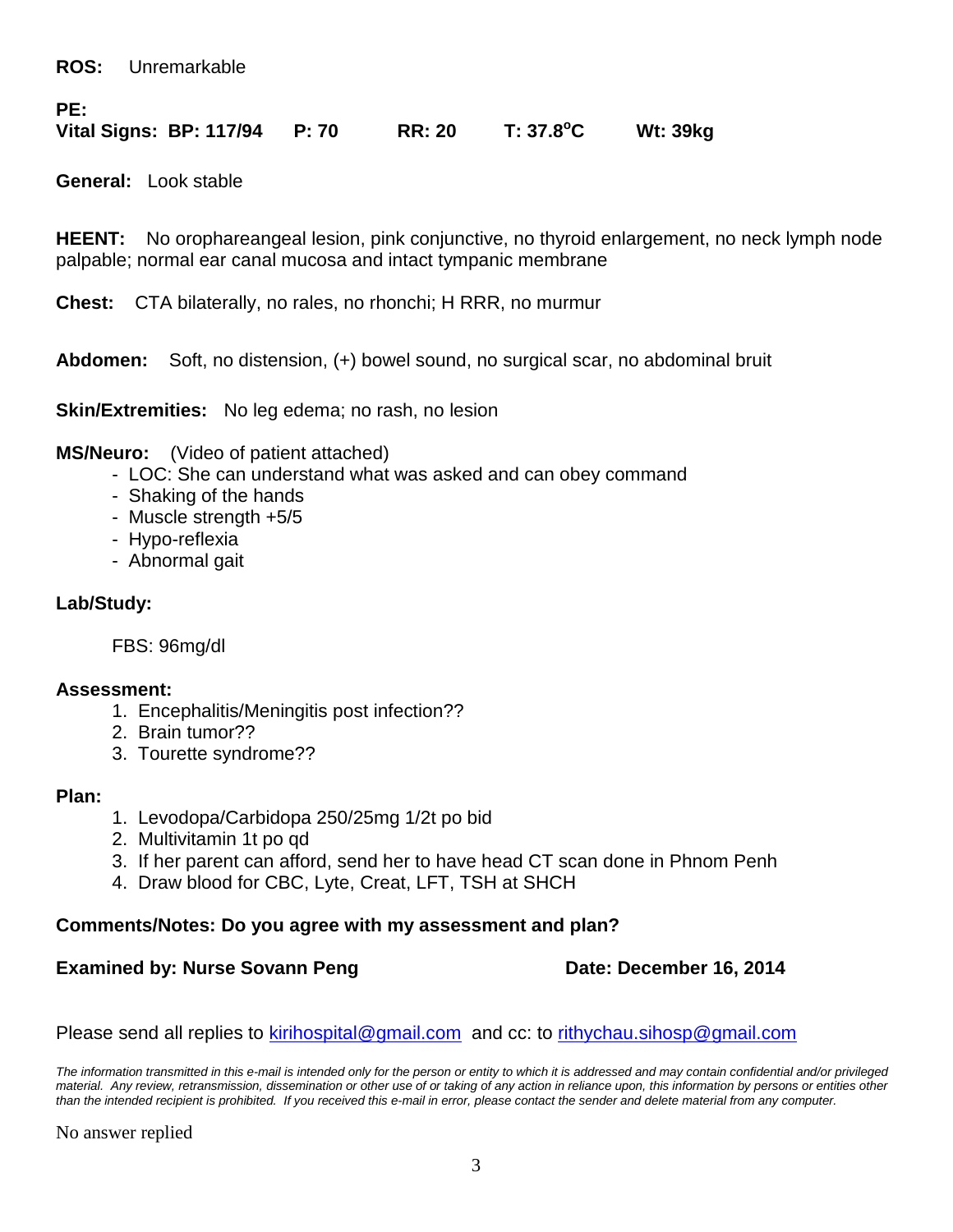**ROS:** Unremarkable

**PE:**
**Vital Signs: BP: 117/94 P: 70 RR: 20 T: 37.8°C Wt: 39kg**

**General:** Look stable

**HEENT:** No orophareangeal lesion, pink conjunctive, no thyroid enlargement, no neck lymph node palpable; normal ear canal mucosa and intact tympanic membrane

**Chest:** CTA bilaterally, no rales, no rhonchi; H RRR, no murmur

**Abdomen:** Soft, no distension, (+) bowel sound, no surgical scar, no abdominal bruit

**Skin/Extremities:** No leg edema; no rash, no lesion

**MS/Neuro:** (Video of patient attached)

- LOC: She can understand what was asked and can obey command
- Shaking of the hands
- Muscle strength +5/5
- Hypo-reflexia
- Abnormal gait

**Lab/Study:**

FBS: 96mg/dl

**Assessment:**

1. Encephalitis/Meningitis post infection??
2. Brain tumor??
3. Tourette syndrome??

**Plan:**

1. Levodopa/Carbidopa 250/25mg 1/2t po bid
2. Multivitamin 1t po qd
3. If her parent can afford, send her to have head CT scan done in Phnom Penh
4. Draw blood for CBC, Lyte, Creat, LFT, TSH at SHCH

**Comments/Notes: Do you agree with my assessment and plan?**

**Examined by: Nurse Sovann Peng** **Date: December 16, 2014**

Please send all replies to kirihospital@gmail.com and cc: to rithychau.sihosp@gmail.com

*The information transmitted in this e-mail is intended only for the person or entity to which it is addressed and may contain confidential and/or privileged material. Any review, retransmission, dissemination or other use of or taking of any action in reliance upon, this information by persons or entities other than the intended recipient is prohibited. If you received this e-mail in error, please contact the sender and delete material from any computer.*

No answer replied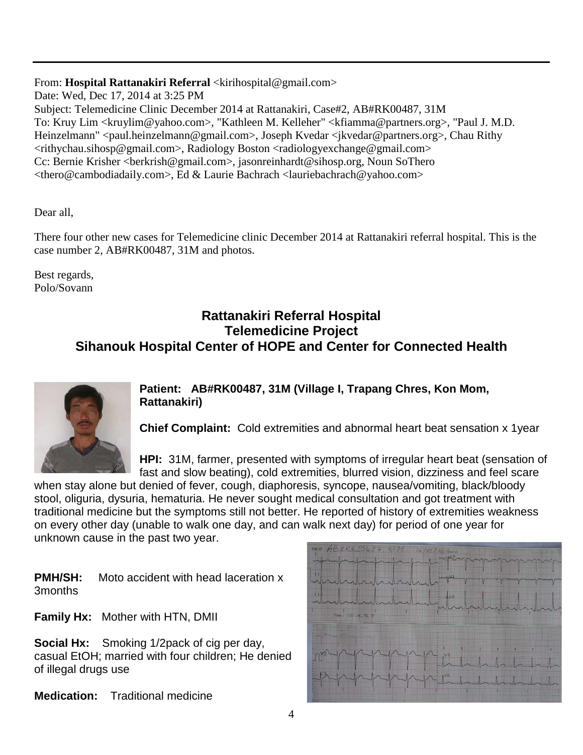From: **Hospital Rattanakiri Referral** <kirihospital@gmail.com>
Date: Wed, Dec 17, 2014 at 3:25 PM
Subject: Telemedicine Clinic December 2014 at Rattanakiri, Case#2, AB#RK00487, 31M
To: Kruy Lim <kruylim@yahoo.com>, "Kathleen M. Kelleher" <kfiamma@partners.org>, "Paul J. M.D. Heinzelmann" <paul.heinzelmann@gmail.com>, Joseph Kvedar <jkvedar@partners.org>, Chau Rithy <rithychau.sihosp@gmail.com>, Radiology Boston <radiologyexchange@gmail.com>
Cc: Bernie Krisher <berkrish@gmail.com>, jasonreinhardt@sihosp.org, Noun SoThero <thero@cambodiadaily.com>, Ed & Laurie Bachrach <lauriebachrach@yahoo.com>

Dear all,

There four other new cases for Telemedicine clinic December 2014 at Rattanakiri referral hospital. This is the case number 2, AB#RK00487, 31M and photos.

Best regards,
Polo/Sovann

## Rattanakiri Referral Hospital
## Telemedicine Project
## Sihanouk Hospital Center of HOPE and Center for Connected Health

**Patient:** **AB#RK00487, 31M (Village I, Trapang Chres, Kon Mom, Rattanakiri)**

**Chief Complaint:** Cold extremities and abnormal heart beat sensation x 1year

**HPI:** 31M, farmer, presented with symptoms of irregular heart beat (sensation of fast and slow beating), cold extremities, blurred vision, dizziness and feel scare when stay alone but denied of fever, cough, diaphoresis, syncope, nausea/vomiting, black/bloody stool, oliguria, dysuria, hematuria. He never sought medical consultation and got treatment with traditional medicine but the symptoms still not better. He reported of history of extremities weakness on every other day (unable to walk one day, and can walk next day) for period of one year for unknown cause in the past two year.

**PMH/SH:** Moto accident with head laceration x 3months

**Family Hx:** Mother with HTN, DMII

**Social Hx:** Smoking 1/2pack of cig per day, casual EtOH; married with four children; He denied of illegal drugs use

**Medication:** Traditional medicine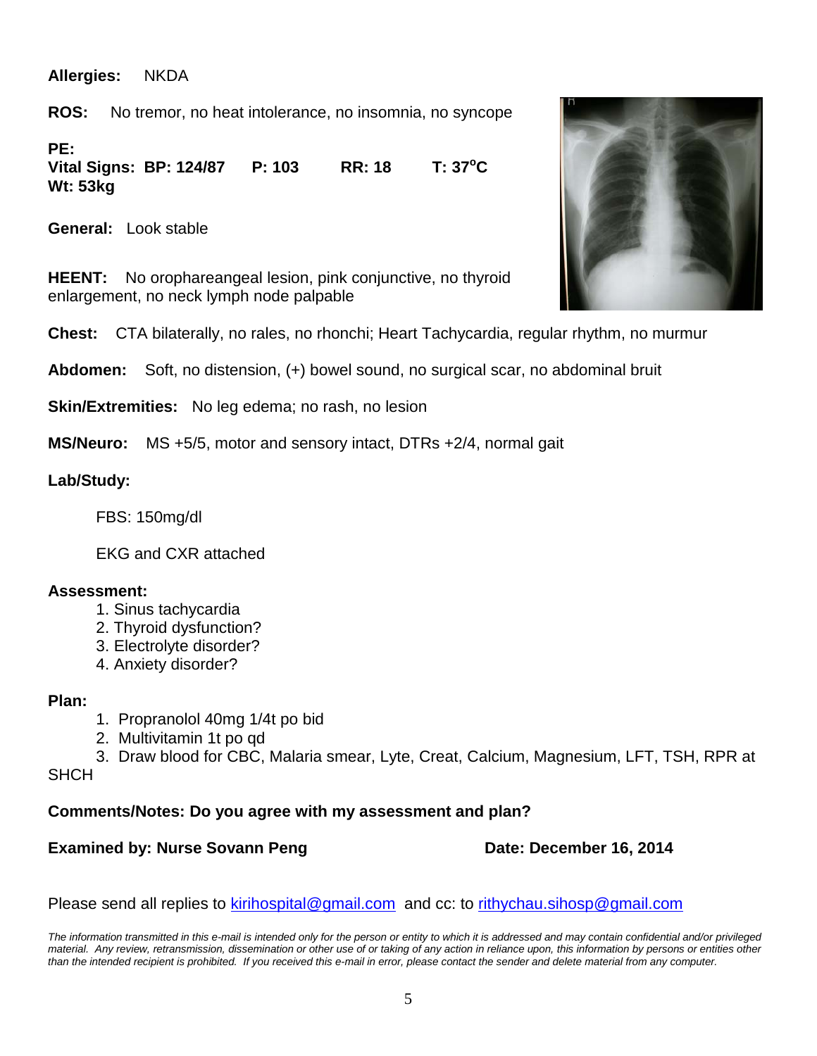**Allergies:** NKDA

**ROS:** No tremor, no heat intolerance, no insomnia, no syncope

**PE:**
**Vital Signs: BP: 124/87 P: 103 RR: 18 T: 37$^{o}$C**
**Wt: 53kg**

**General:** Look stable

**HEENT:** No orophareangeal lesion, pink conjunctive, no thyroid enlargement, no neck lymph node palpable

**Chest:** CTA bilaterally, no rales, no rhonchi; Heart Tachycardia, regular rhythm, no murmur

**Abdomen:** Soft, no distension, (+) bowel sound, no surgical scar, no abdominal bruit

**Skin/Extremities:** No leg edema; no rash, no lesion

**MS/Neuro:** MS +5/5, motor and sensory intact, DTRs +2/4, normal gait

**Lab/Study:**

FBS: 150mg/dl

EKG and CXR attached

**Assessment:**

1. Sinus tachycardia
2. Thyroid dysfunction?
3. Electrolyte disorder?
4. Anxiety disorder?

**Plan:**

1. Propranolol 40mg 1/4t po bid
2. Multivitamin 1t po qd
3. Draw blood for CBC, Malaria smear, Lyte, Creat, Calcium, Magnesium, LFT, TSH, RPR at SHCH

**Comments/Notes: Do you agree with my assessment and plan?**

**Examined by: Nurse Sovann Peng** **Date: December 16, 2014**

Please send all replies to kirihospital@gmail.com and cc: to rithychau.sihosp@gmail.com

*The information transmitted in this e-mail is intended only for the person or entity to which it is addressed and may contain confidential and/or privileged material. Any review, retransmission, dissemination or other use of or taking of any action in reliance upon, this information by persons or entities other than the intended recipient is prohibited. If you received this e-mail in error, please contact the sender and delete material from any computer.*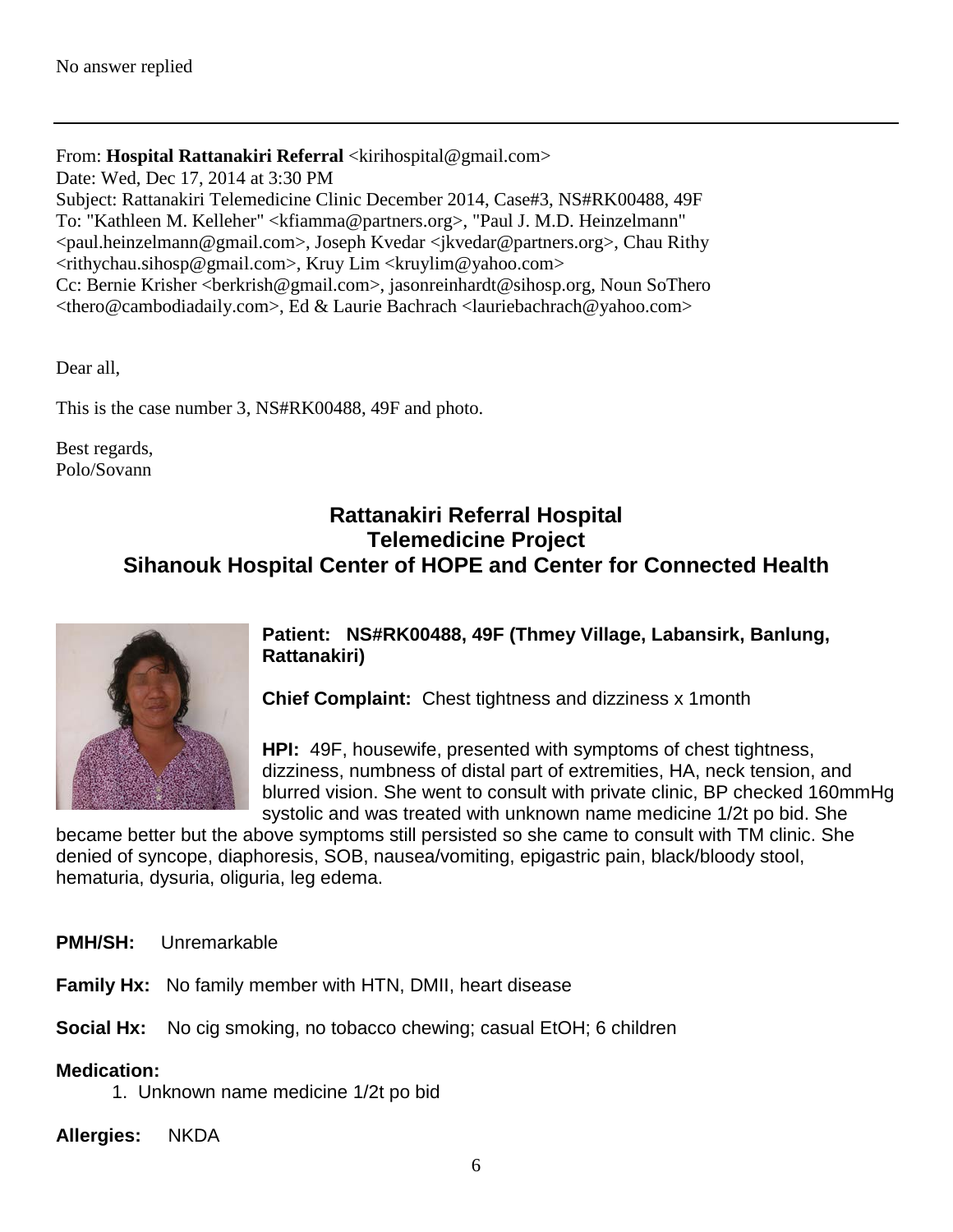No answer replied

---

From: **Hospital Rattanakiri Referral** <kirihospital@gmail.com>
Date: Wed, Dec 17, 2014 at 3:30 PM
Subject: Rattanakiri Telemedicine Clinic December 2014, Case#3, NS#RK00488, 49F
To: "Kathleen M. Kelleher" <kfiamma@partners.org>, "Paul J. M.D. Heinzelmann" <paul.heinzelmann@gmail.com>, Joseph Kvedar <jkvedar@partners.org>, Chau Rithy <rithychau.sihosp@gmail.com>, Kruy Lim <kruylim@yahoo.com>
Cc: Bernie Krisher <berkrish@gmail.com>, jasonreinhardt@sihosp.org, Noun SoThero <thero@cambodiadaily.com>, Ed & Laurie Bachrach <lauriebachrach@yahoo.com>

Dear all,

This is the case number 3, NS#RK00488, 49F and photo.

Best regards,
Polo/Sovann

## Rattanakiri Referral Hospital
## Telemedicine Project
## Sihanouk Hospital Center of HOPE and Center for Connected Health

**Patient: NS#RK00488, 49F (Thmey Village, Labansirk, Banlung, Rattanakiri)**

**Chief Complaint:** Chest tightness and dizziness x 1month

**HPI:** 49F, housewife, presented with symptoms of chest tightness, dizziness, numbness of distal part of extremities, HA, neck tension, and blurred vision. She went to consult with private clinic, BP checked 160mmHg systolic and was treated with unknown name medicine 1/2t po bid. She became better but the above symptoms still persisted so she came to consult with TM clinic. She denied of syncope, diaphoresis, SOB, nausea/vomiting, epigastric pain, black/bloody stool, hematuria, dysuria, oliguria, leg edema.

**PMH/SH:** Unremarkable

**Family Hx:** No family member with HTN, DMII, heart disease

**Social Hx:** No cig smoking, no tobacco chewing; casual EtOH; 6 children

**Medication:**

1. Unknown name medicine 1/2t po bid

**Allergies:** NKDA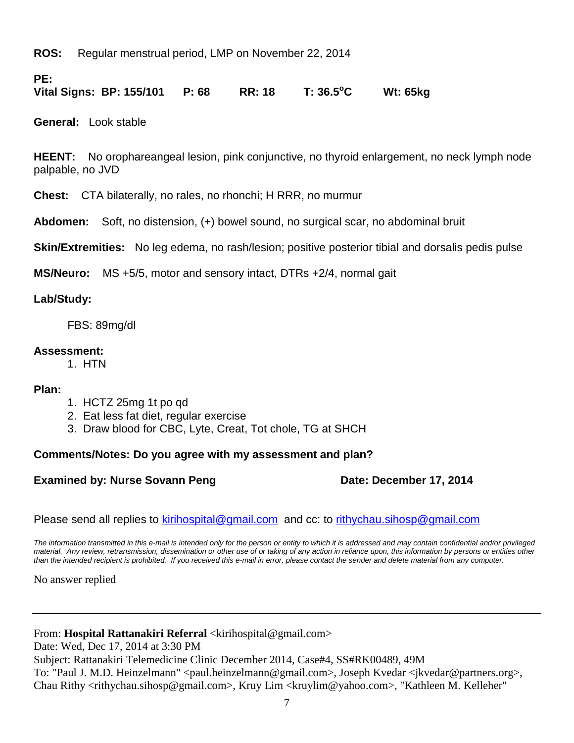**ROS:** Regular menstrual period, LMP on November 22, 2014

**PE:**
**Vital Signs: BP: 155/101 P: 68 RR: 18 T: 36.5°C Wt: 65kg**

**General:** Look stable

**HEENT:** No orophareangeal lesion, pink conjunctive, no thyroid enlargement, no neck lymph node palpable, no JVD

**Chest:** CTA bilaterally, no rales, no rhonchi; H RRR, no murmur

**Abdomen:** Soft, no distension, (+) bowel sound, no surgical scar, no abdominal bruit

**Skin/Extremities:** No leg edema, no rash/lesion; positive posterior tibial and dorsalis pedis pulse

**MS/Neuro:** MS +5/5, motor and sensory intact, DTRs +2/4, normal gait

**Lab/Study:**

FBS: 89mg/dl

**Assessment:**

1. HTN

**Plan:**

1. HCTZ 25mg 1t po qd
2. Eat less fat diet, regular exercise
3. Draw blood for CBC, Lyte, Creat, Tot chole, TG at SHCH

**Comments/Notes: Do you agree with my assessment and plan?**

**Examined by: Nurse Sovann Peng** **Date: December 17, 2014**

Please send all replies to kirihospital@gmail.com and cc: to rithychau.sihosp@gmail.com

*The information transmitted in this e-mail is intended only for the person or entity to which it is addressed and may contain confidential and/or privileged material. Any review, retransmission, dissemination or other use of or taking of any action in reliance upon, this information by persons or entities other than the intended recipient is prohibited. If you received this e-mail in error, please contact the sender and delete material from any computer.*

No answer replied

---

From: **Hospital Rattanakiri Referral** <kirihospital@gmail.com>
Date: Wed, Dec 17, 2014 at 3:30 PM
Subject: Rattanakiri Telemedicine Clinic December 2014, Case#4, SS#RK00489, 49M
To: "Paul J. M.D. Heinzelmann" <paul.heinzelmann@gmail.com>, Joseph Kvedar <jkvedar@partners.org>, Chau Rithy <rithychau.sihosp@gmail.com>, Kruy Lim <kruylim@yahoo.com>, "Kathleen M. Kelleher"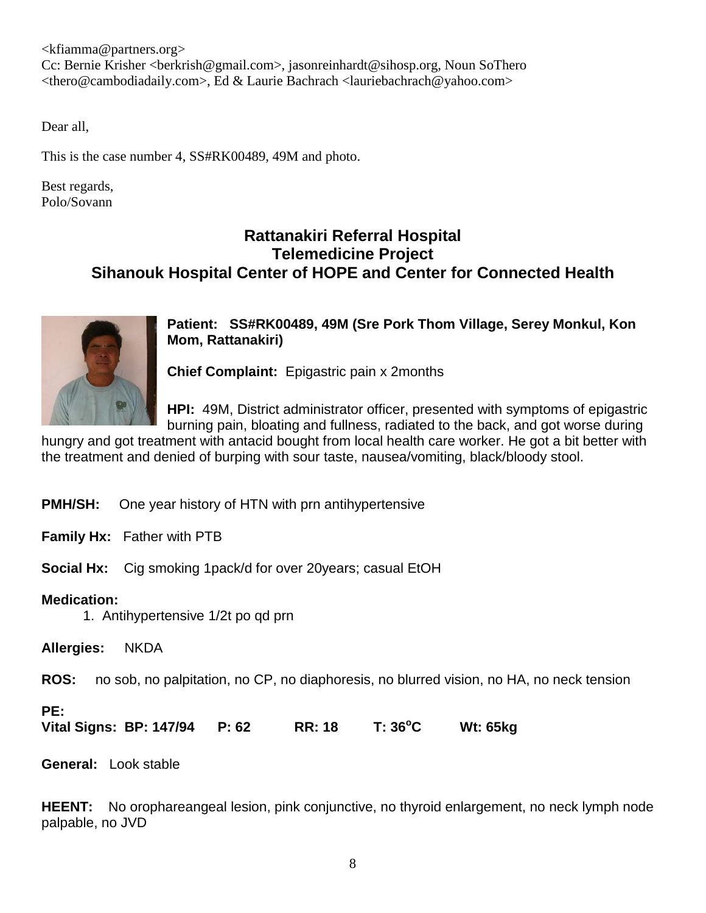<kfiamma@partners.org>
Cc: Bernie Krisher <berkrish@gmail.com>, jasonreinhardt@sihosp.org, Noun SoThero <thero@cambodiadaily.com>, Ed & Laurie Bachrach <lauriebachrach@yahoo.com>

Dear all,

This is the case number 4, SS#RK00489, 49M and photo.

Best regards,
Polo/Sovann

## Rattanakiri Referral Hospital
## Telemedicine Project
## Sihanouk Hospital Center of HOPE and Center for Connected Health

**Patient: SS#RK00489, 49M (Sre Pork Thom Village, Serey Monkul, Kon Mom, Rattanakiri)**

**Chief Complaint:** Epigastric pain x 2months

**HPI:** 49M, District administrator officer, presented with symptoms of epigastric burning pain, bloating and fullness, radiated to the back, and got worse during hungry and got treatment with antacid bought from local health care worker. He got a bit better with the treatment and denied of burping with sour taste, nausea/vomiting, black/bloody stool.

**PMH/SH:** One year history of HTN with prn antihypertensive

**Family Hx:** Father with PTB

**Social Hx:** Cig smoking 1pack/d for over 20years; casual EtOH

**Medication:**

1. Antihypertensive 1/2t po qd prn

**Allergies:** NKDA

**ROS:** no sob, no palpitation, no CP, no diaphoresis, no blurred vision, no HA, no neck tension

**PE:**
**Vital Signs: BP: 147/94 P: 62 RR: 18 T: 36°C Wt: 65kg**

**General:** Look stable

**HEENT:** No orophareangeal lesion, pink conjunctive, no thyroid enlargement, no neck lymph node palpable, no JVD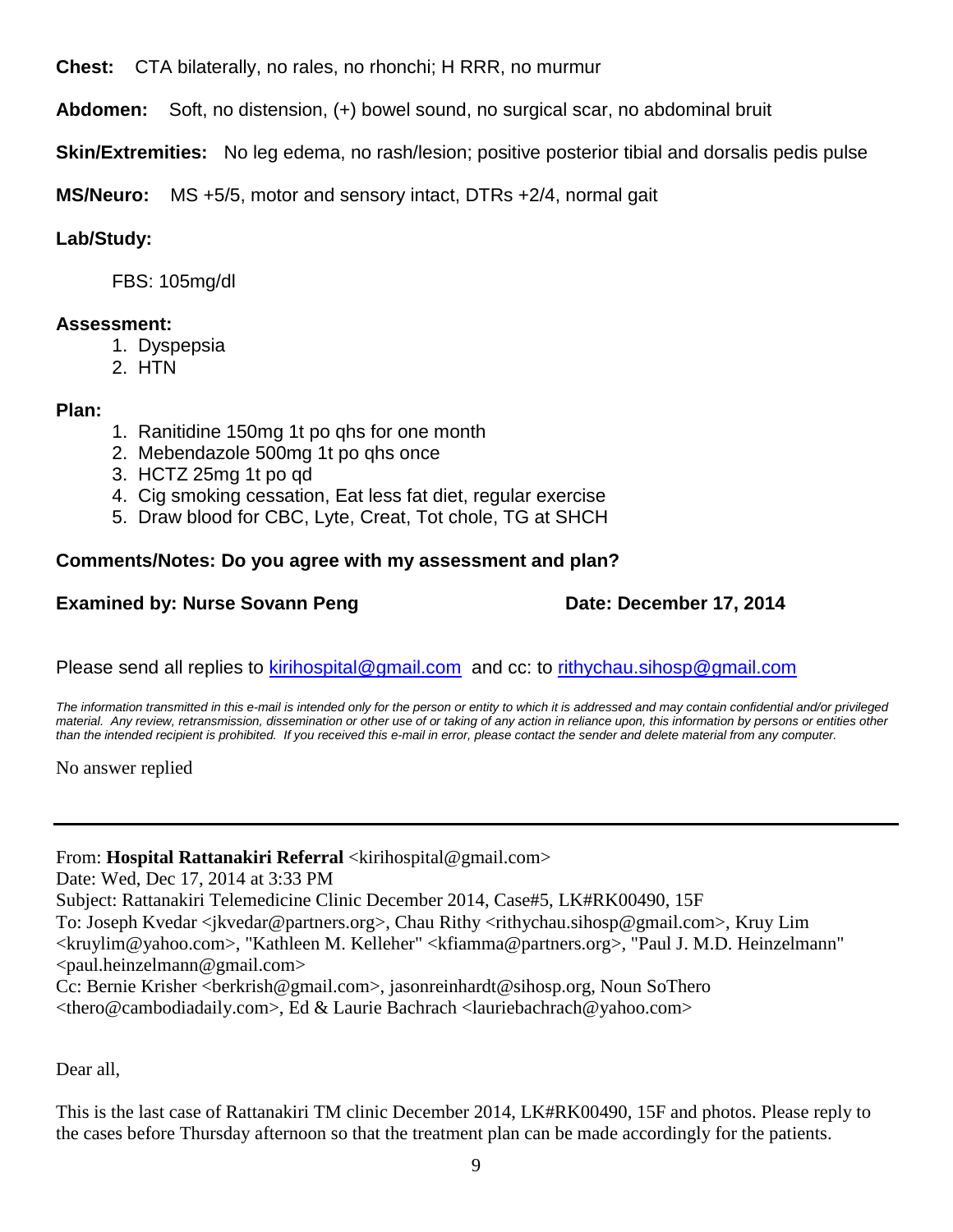**Chest:** CTA bilaterally, no rales, no rhonchi; H RRR, no murmur

**Abdomen:** Soft, no distension, (+) bowel sound, no surgical scar, no abdominal bruit

**Skin/Extremities:** No leg edema, no rash/lesion; positive posterior tibial and dorsalis pedis pulse

**MS/Neuro:** MS +5/5, motor and sensory intact, DTRs +2/4, normal gait

**Lab/Study:**

FBS: 105mg/dl

**Assessment:**

1. Dyspepsia
2. HTN

**Plan:**

1. Ranitidine 150mg 1t po qhs for one month
2. Mebendazole 500mg 1t po qhs once
3. HCTZ 25mg 1t po qd
4. Cig smoking cessation, Eat less fat diet, regular exercise
5. Draw blood for CBC, Lyte, Creat, Tot chole, TG at SHCH

**Comments/Notes: Do you agree with my assessment and plan?**

**Examined by: Nurse Sovann Peng** **Date: December 17, 2014**

Please send all replies to kirihospital@gmail.com and cc: to rithychau.sihosp@gmail.com

*The information transmitted in this e-mail is intended only for the person or entity to which it is addressed and may contain confidential and/or privileged material. Any review, retransmission, dissemination or other use of or taking of any action in reliance upon, this information by persons or entities other than the intended recipient is prohibited. If you received this e-mail in error, please contact the sender and delete material from any computer.*

No answer replied

---

From: **Hospital Rattanakiri Referral** <kirihospital@gmail.com>
Date: Wed, Dec 17, 2014 at 3:33 PM
Subject: Rattanakiri Telemedicine Clinic December 2014, Case#5, LK#RK00490, 15F
To: Joseph Kvedar <jkvedar@partners.org>, Chau Rithy <rithychau.sihosp@gmail.com>, Kruy Lim <kruylim@yahoo.com>, "Kathleen M. Kelleher" <kfiamma@partners.org>, "Paul J. M.D. Heinzelmann" <paul.heinzelmann@gmail.com>
Cc: Bernie Krisher <berkrish@gmail.com>, jasonreinhardt@sihosp.org, Noun SoThero <thero@cambodiadaily.com>, Ed & Laurie Bachrach <lauriebachrach@yahoo.com>

Dear all,

This is the last case of Rattanakiri TM clinic December 2014, LK#RK00490, 15F and photos. Please reply to the cases before Thursday afternoon so that the treatment plan can be made accordingly for the patients.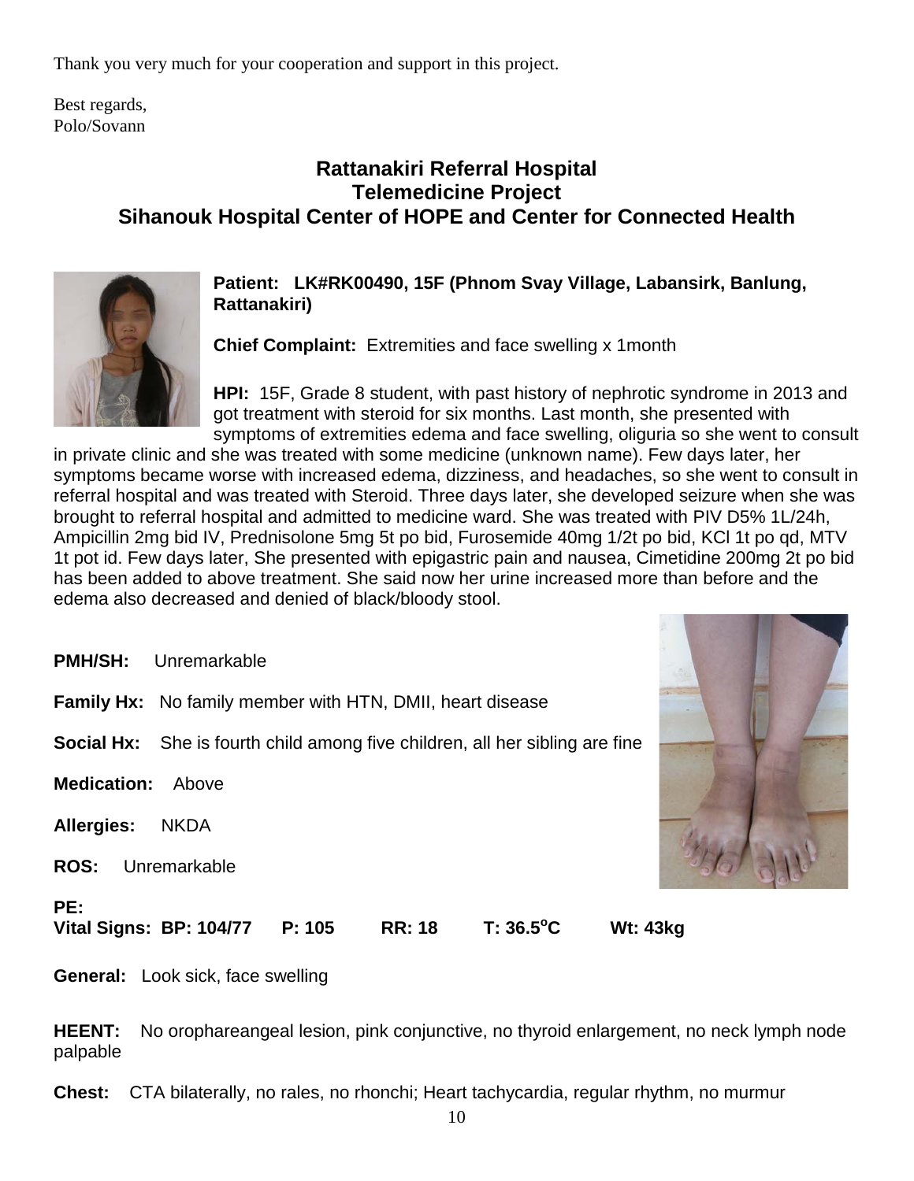Thank you very much for your cooperation and support in this project.

Best regards,
Polo/Sovann

## Rattanakiri Referral Hospital
## Telemedicine Project
## Sihanouk Hospital Center of HOPE and Center for Connected Health

**Patient: LK#RK00490, 15F (Phnom Svay Village, Labansirk, Banlung, Rattanakiri)**

**Chief Complaint:** Extremities and face swelling x 1month

**HPI:** 15F, Grade 8 student, with past history of nephrotic syndrome in 2013 and got treatment with steroid for six months. Last month, she presented with symptoms of extremities edema and face swelling, oliguria so she went to consult in private clinic and she was treated with some medicine (unknown name). Few days later, her symptoms became worse with increased edema, dizziness, and headaches, so she went to consult in referral hospital and was treated with Steroid. Three days later, she developed seizure when she was brought to referral hospital and admitted to medicine ward. She was treated with PIV D5% 1L/24h, Ampicillin 2mg bid IV, Prednisolone 5mg 5t po bid, Furosemide 40mg 1/2t po bid, KCl 1t po qd, MTV 1t pot id. Few days later, She presented with epigastric pain and nausea, Cimetidine 200mg 2t po bid has been added to above treatment. She said now her urine increased more than before and the edema also decreased and denied of black/bloody stool.

**PMH/SH:** Unremarkable

**Family Hx:** No family member with HTN, DMII, heart disease

**Social Hx:** She is fourth child among five children, all her sibling are fine

**Medication:** Above

**Allergies:** NKDA

**ROS:** Unremarkable

**PE:**
**Vital Signs: BP: 104/77 P: 105 RR: 18 T: 36.5°C Wt: 43kg**

**General:** Look sick, face swelling

**HEENT:** No orophareangeal lesion, pink conjunctive, no thyroid enlargement, no neck lymph node palpable

**Chest:** CTA bilaterally, no rales, no rhonchi; Heart tachycardia, regular rhythm, no murmur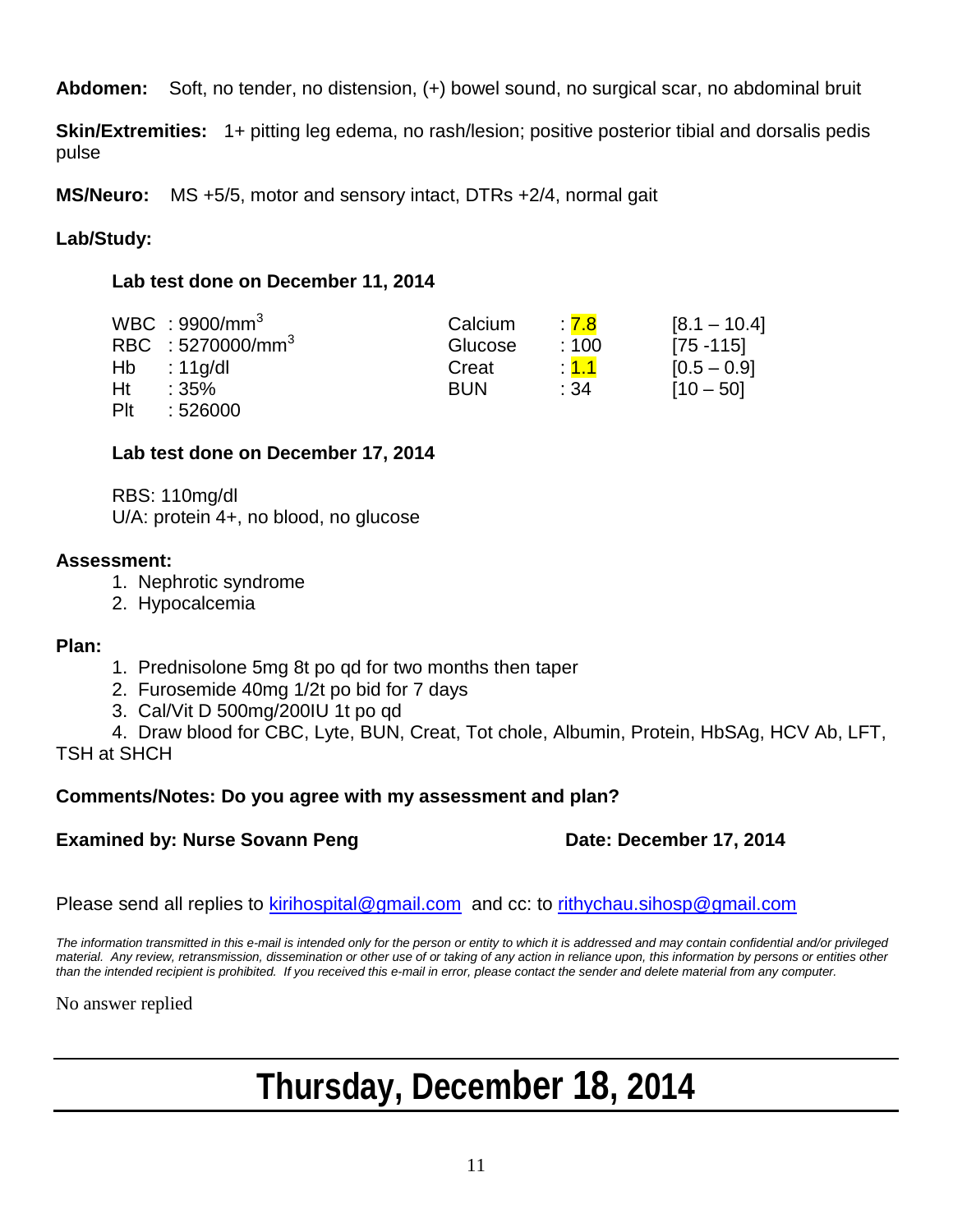**Abdomen:** Soft, no tender, no distension, (+) bowel sound, no surgical scar, no abdominal bruit

**Skin/Extremities:** 1+ pitting leg edema, no rash/lesion; positive posterior tibial and dorsalis pedis pulse

**MS/Neuro:** MS +5/5, motor and sensory intact, DTRs +2/4, normal gait

**Lab/Study:**

**Lab test done on December 11, 2014**

| | | | | |
|---|---|---|---|---|
| WBC : 9900/$mm^3$ | Calcium | : 7.8 | [8.1 – 10.4] |
| RBC : 5270000/$mm^3$ | Glucose | : 100 | [75 -115] |
| Hb : 11g/dl | Creat | : 1.1 | [0.5 – 0.9] |
| Ht : 35% | BUN | : 34 | [10 – 50] |
| Plt : 526000 | | | |

**Lab test done on December 17, 2014**

RBS: 110mg/dl
U/A: protein 4+, no blood, no glucose

**Assessment:**

1. Nephrotic syndrome
2. Hypocalcemia

**Plan:**

1. Prednisolone 5mg 8t po qd for two months then taper
2. Furosemide 40mg 1/2t po bid for 7 days
3. Cal/Vit D 500mg/200IU 1t po qd
4. Draw blood for CBC, Lyte, BUN, Creat, Tot chole, Albumin, Protein, HbSAg, HCV Ab, LFT, TSH at SHCH

**Comments/Notes: Do you agree with my assessment and plan?**

**Examined by: Nurse Sovann Peng** **Date: December 17, 2014**

Please send all replies to kirihospital@gmail.com and cc: to rithychau.sihosp@gmail.com

*The information transmitted in this e-mail is intended only for the person or entity to which it is addressed and may contain confidential and/or privileged material. Any review, retransmission, dissemination or other use of or taking of any action in reliance upon, this information by persons or entities other than the intended recipient is prohibited. If you received this e-mail in error, please contact the sender and delete material from any computer.*

No answer replied

# Thursday, December 18, 2014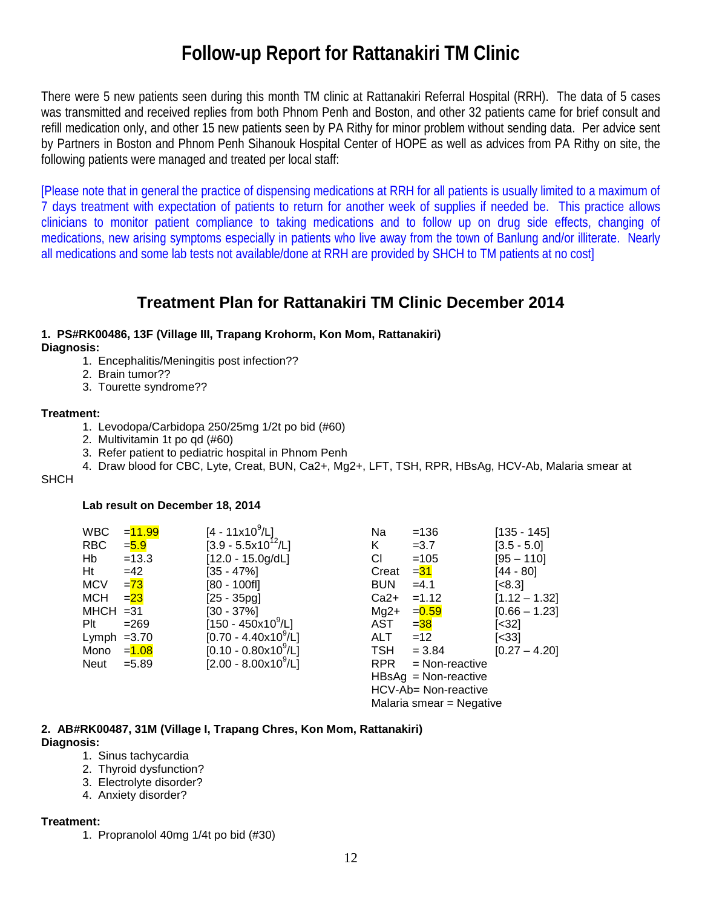# Follow-up Report for Rattanakiri TM Clinic

There were 5 new patients seen during this month TM clinic at Rattanakiri Referral Hospital (RRH). The data of 5 cases was transmitted and received replies from both Phnom Penh and Boston, and other 32 patients came for brief consult and refill medication only, and other 15 new patients seen by PA Rithy for minor problem without sending data. Per advice sent by Partners in Boston and Phnom Penh Sihanouk Hospital Center of HOPE as well as advices from PA Rithy on site, the following patients were managed and treated per local staff:

[Please note that in general the practice of dispensing medications at RRH for all patients is usually limited to a maximum of 7 days treatment with expectation of patients to return for another week of supplies if needed be. This practice allows clinicians to monitor patient compliance to taking medications and to follow up on drug side effects, changing of medications, new arising symptoms especially in patients who live away from the town of Banlung and/or illiterate. Nearly all medications and some lab tests not available/done at RRH are provided by SHCH to TM patients at no cost]

## Treatment Plan for Rattanakiri TM Clinic December 2014

**1. PS#RK00486, 13F (Village III, Trapang Krohorm, Kon Mom, Rattanakiri)**

**Diagnosis:**

1. Encephalitis/Meningitis post infection??
2. Brain tumor??
3. Tourette syndrome??

**Treatment:**

1. Levodopa/Carbidopa 250/25mg 1/2t po bid (#60)
2. Multivitamin 1t po qd (#60)
3. Refer patient to pediatric hospital in Phnom Penh
4. Draw blood for CBC, Lyte, Creat, BUN, Ca2+, Mg2+, LFT, TSH, RPR, HBsAg, HCV-Ab, Malaria smear at SHCH

**Lab result on December 18, 2014**

| Test | Result | Reference | Test | Result | Reference |
|---|---|---|---|---|---|
| WBC | =11.99 | [4 - 11x10$^9$/L] | Na | =136 | [135 - 145] |
| RBC | =5.9 | [3.9 - 5.5x10$^{12}$/L] | K | =3.7 | [3.5 - 5.0] |
| Hb | =13.3 | [12.0 - 15.0g/dL] | Cl | =105 | [95 – 110] |
| Ht | =42 | [35 - 47%] | Creat | =31 | [44 - 80] |
| MCV | =73 | [80 - 100fl] | BUN | =4.1 | [<8.3] |
| MCH | =23 | [25 - 35pg] | Ca2+ | =1.12 | [1.12 – 1.32] |
| MHCH | =31 | [30 - 37%] | Mg2+ | =0.59 | [0.66 – 1.23] |
| Plt | =269 | [150 - 450x10$^9$/L] | AST | =38 | [<32] |
| Lymph | =3.70 | [0.70 - 4.40x10$^9$/L] | ALT | =12 | [<33] |
| Mono | =1.08 | [0.10 - 0.80x10$^9$/L] | TSH | = 3.84 | [0.27 – 4.20] |
| Neut | =5.89 | [2.00 - 8.00x10$^9$/L] | RPR | = Non-reactive | |
| | | | HBsAg | = Non-reactive | |
| | | | HCV-Ab | = Non-reactive | |
| | | | Malaria smear | = Negative | |

**2. AB#RK00487, 31M (Village I, Trapang Chres, Kon Mom, Rattanakiri)**

**Diagnosis:**

1. Sinus tachycardia
2. Thyroid dysfunction?
3. Electrolyte disorder?
4. Anxiety disorder?

**Treatment:**

1. Propranolol 40mg 1/4t po bid (#30)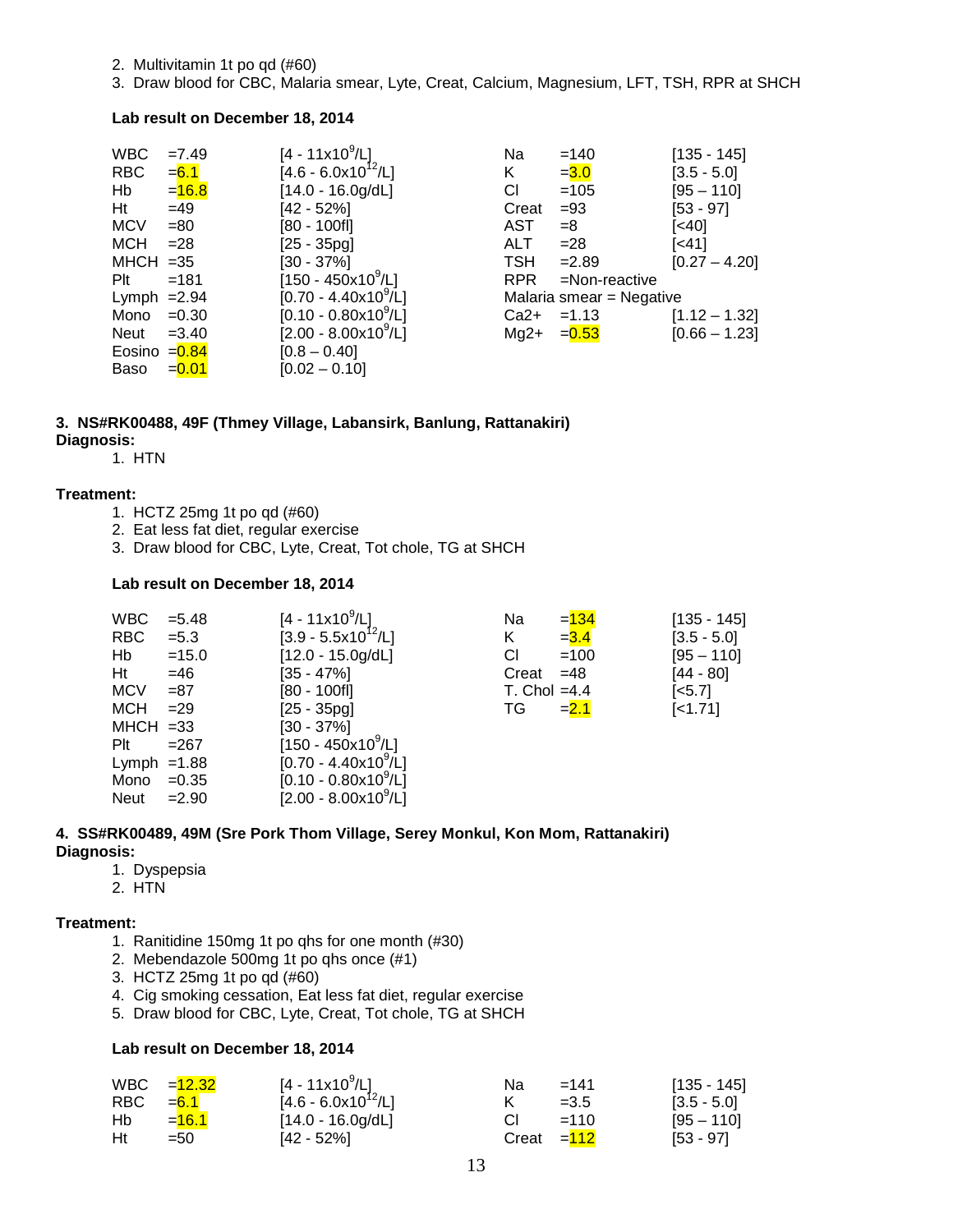2. Multivitamin 1t po qd (#60)
3. Draw blood for CBC, Malaria smear, Lyte, Creat, Calcium, Magnesium, LFT, TSH, RPR at SHCH

**Lab result on December 18, 2014**

| | | | | | |
|---|---|---|---|---|---|
| WBC | =7.49 | [4 - 11x10$^9$/L] | Na | =140 | [135 - 145] |
| RBC | =6.1 | [4.6 - 6.0x10$^{12}$/L] | K | =3.0 | [3.5 - 5.0] |
| Hb | =16.8 | [14.0 - 16.0g/dL] | Cl | =105 | [95 – 110] |
| Ht | =49 | [42 - 52%] | Creat | =93 | [53 - 97] |
| MCV | =80 | [80 - 100fl] | AST | =8 | [<40] |
| MCH | =28 | [25 - 35pg] | ALT | =28 | [<41] |
| MHCH | =35 | [30 - 37%] | TSH | =2.89 | [0.27 – 4.20] |
| Plt | =181 | [150 - 450x10$^9$/L] | RPR | =Non-reactive | |
| Lymph | =2.94 | [0.70 - 4.40x10$^9$/L] | Malaria smear = Negative | | |
| Mono | =0.30 | [0.10 - 0.80x10$^9$/L] | Ca2+ | =1.13 | [1.12 – 1.32] |
| Neut | =3.40 | [2.00 - 8.00x10$^9$/L] | Mg2+ | =0.53 | [0.66 – 1.23] |
| Eosino | =0.84 | [0.8 – 0.40] | | | |
| Baso | =0.01 | [0.02 – 0.10] | | | |

**3. NS#RK00488, 49F (Thmey Village, Labansirk, Banlung, Rattanakiri)**
**Diagnosis:**

1. HTN

**Treatment:**

1. HCTZ 25mg 1t po qd (#60)
2. Eat less fat diet, regular exercise
3. Draw blood for CBC, Lyte, Creat, Tot chole, TG at SHCH

**Lab result on December 18, 2014**

| | | | | | |
|---|---|---|---|---|---|
| WBC | =5.48 | [4 - 11x10$^9$/L] | Na | =134 | [135 - 145] |
| RBC | =5.3 | [3.9 - 5.5x10$^{12}$/L] | K | =3.4 | [3.5 - 5.0] |
| Hb | =15.0 | [12.0 - 15.0g/dL] | Cl | =100 | [95 – 110] |
| Ht | =46 | [35 - 47%] | Creat | =48 | [44 - 80] |
| MCV | =87 | [80 - 100fl] | T. Chol | =4.4 | [<5.7] |
| MCH | =29 | [25 - 35pg] | TG | =2.1 | [<1.71] |
| MHCH | =33 | [30 - 37%] | | | |
| Plt | =267 | [150 - 450x10$^9$/L] | | | |
| Lymph | =1.88 | [0.70 - 4.40x10$^9$/L] | | | |
| Mono | =0.35 | [0.10 - 0.80x10$^9$/L] | | | |
| Neut | =2.90 | [2.00 - 8.00x10$^9$/L] | | | |

**4. SS#RK00489, 49M (Sre Pork Thom Village, Serey Monkul, Kon Mom, Rattanakiri)**
**Diagnosis:**

1. Dyspepsia
2. HTN

**Treatment:**

1. Ranitidine 150mg 1t po qhs for one month (#30)
2. Mebendazole 500mg 1t po qhs once (#1)
3. HCTZ 25mg 1t po qd (#60)
4. Cig smoking cessation, Eat less fat diet, regular exercise
5. Draw blood for CBC, Lyte, Creat, Tot chole, TG at SHCH

**Lab result on December 18, 2014**

| | | | | | |
|---|---|---|---|---|---|
| WBC | =12.32 | [4 - 11x10$^9$/L] | Na | =141 | [135 - 145] |
| RBC | =6.1 | [4.6 - 6.0x10$^{12}$/L] | K | =3.5 | [3.5 - 5.0] |
| Hb | =16.1 | [14.0 - 16.0g/dL] | Cl | =110 | [95 – 110] |
| Ht | =50 | [42 - 52%] | Creat | =112 | [53 - 97] |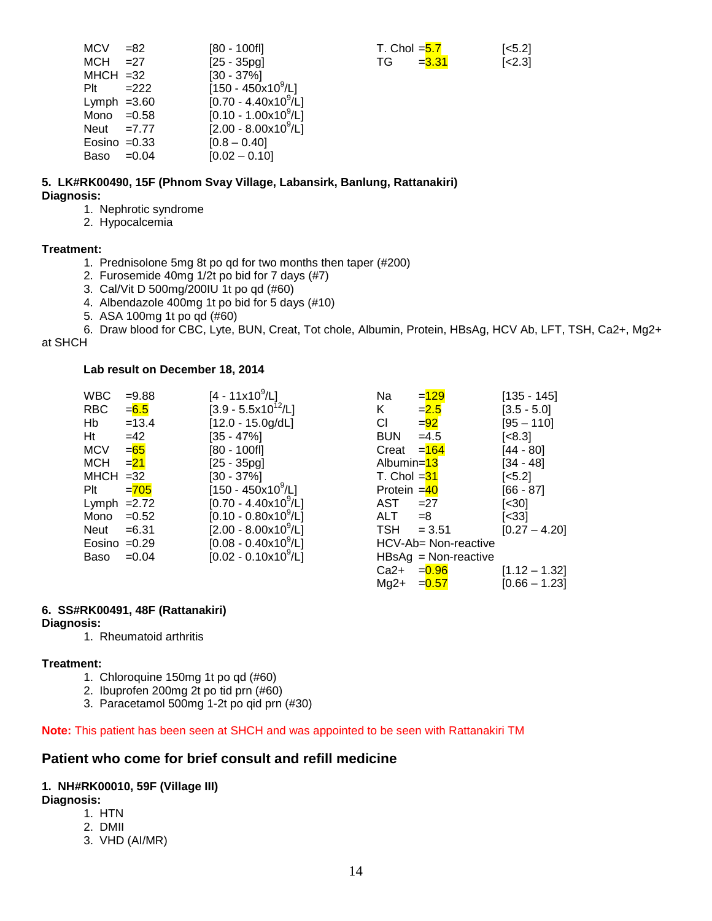| | | | | | |
|---|---|---|---|---|---|
| MCV | =82 | [80 - 100fl] | T. Chol | =5.7 | [<5.2] |
| MCH | =27 | [25 - 35pg] | TG | =3.31 | [<2.3] |
| MHCH | =32 | [30 - 37%] | | | |
| Plt | =222 | [150 - 450x10$^9$/L] | | | |
| Lymph | =3.60 | [0.70 - 4.40x10$^9$/L] | | | |
| Mono | =0.58 | [0.10 - 1.00x10$^9$/L] | | | |
| Neut | =7.77 | [2.00 - 8.00x10$^9$/L] | | | |
| Eosino | =0.33 | [0.8 – 0.40] | | | |
| Baso | =0.04 | [0.02 – 0.10] | | | |

**5. LK#RK00490, 15F (Phnom Svay Village, Labansirk, Banlung, Rattanakiri)**

**Diagnosis:**

1. Nephrotic syndrome
2. Hypocalcemia

**Treatment:**

1. Prednisolone 5mg 8t po qd for two months then taper (#200)
2. Furosemide 40mg 1/2t po bid for 7 days (#7)
3. Cal/Vit D 500mg/200IU 1t po qd (#60)
4. Albendazole 400mg 1t po bid for 5 days (#10)
5. ASA 100mg 1t po qd (#60)
6. Draw blood for CBC, Lyte, BUN, Creat, Tot chole, Albumin, Protein, HBsAg, HCV Ab, LFT, TSH, Ca2+, Mg2+ at SHCH

**Lab result on December 18, 2014**

| | | | | | |
|---|---|---|---|---|---|
| WBC | =9.88 | [4 - 11x10$^9$/L] | Na | =129 | [135 - 145] |
| RBC | =6.5 | [3.9 - 5.5x10$^{12}$/L] | K | =2.5 | [3.5 - 5.0] |
| Hb | =13.4 | [12.0 - 15.0g/dL] | Cl | =92 | [95 – 110] |
| Ht | =42 | [35 - 47%] | BUN | =4.5 | [<8.3] |
| MCV | =65 | [80 - 100fl] | Creat | =164 | [44 - 80] |
| MCH | =21 | [25 - 35pg] | Albumin | =13 | [34 - 48] |
| MHCH | =32 | [30 - 37%] | T. Chol | =31 | [<5.2] |
| Plt | =705 | [150 - 450x10$^9$/L] | Protein | =40 | [66 - 87] |
| Lymph | =2.72 | [0.70 - 4.40x10$^9$/L] | AST | =27 | [<30] |
| Mono | =0.52 | [0.10 - 0.80x10$^9$/L] | ALT | =8 | [<33] |
| Neut | =6.31 | [2.00 - 8.00x10$^9$/L] | TSH | = 3.51 | [0.27 – 4.20] |
| Eosino | =0.29 | [0.08 - 0.40x10$^9$/L] | HCV-Ab | = Non-reactive | |
| Baso | =0.04 | [0.02 - 0.10x10$^9$/L] | HBsAg | = Non-reactive | |
| | | | Ca2+ | =0.96 | [1.12 – 1.32] |
| | | | Mg2+ | =0.57 | [0.66 – 1.23] |

**6. SS#RK00491, 48F (Rattanakiri)**

**Diagnosis:**

1. Rheumatoid arthritis

**Treatment:**

1. Chloroquine 150mg 1t po qd (#60)
2. Ibuprofen 200mg 2t po tid prn (#60)
3. Paracetamol 500mg 1-2t po qid prn (#30)

**Note:** This patient has been seen at SHCH and was appointed to be seen with Rattanakiri TM

## Patient who come for brief consult and refill medicine

**1. NH#RK00010, 59F (Village III)**

**Diagnosis:**

1. HTN
2. DMII
3. VHD (AI/MR)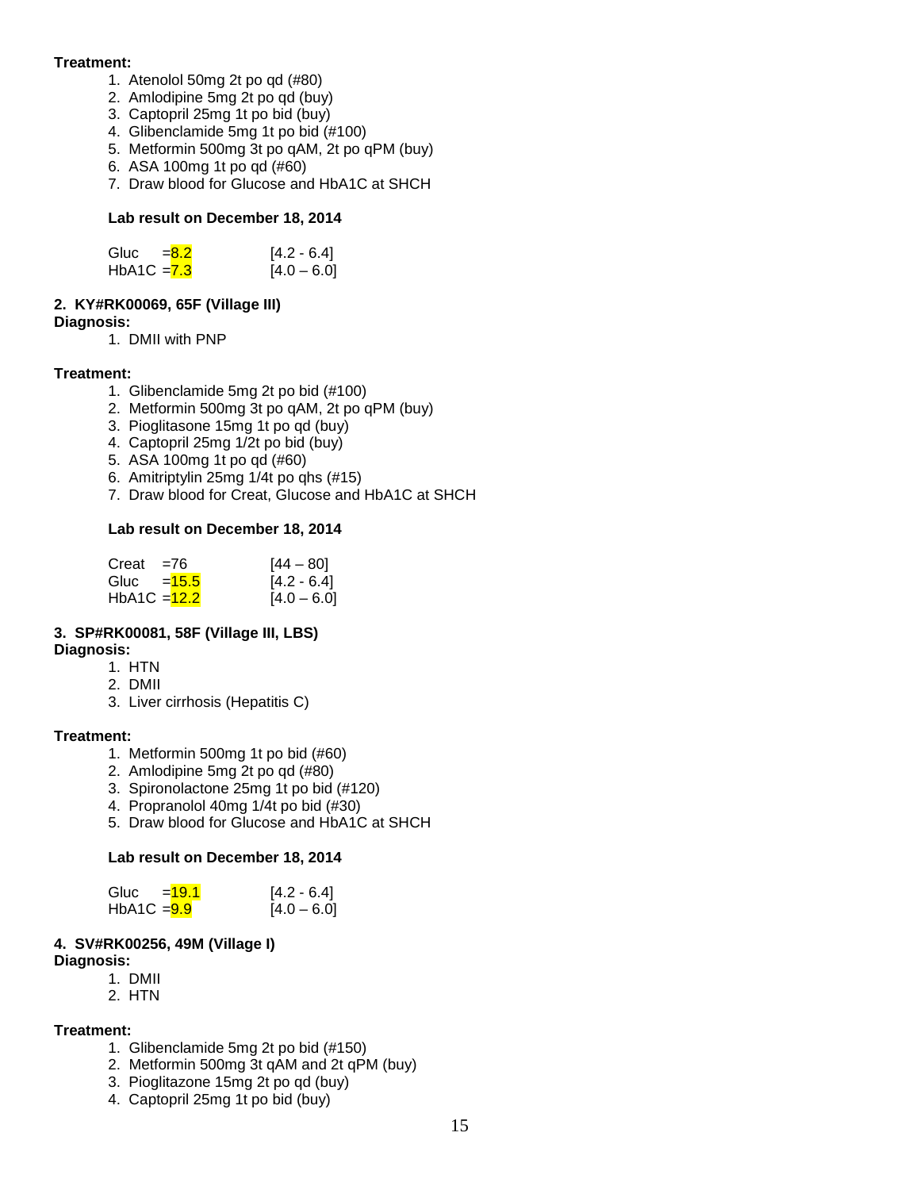**Treatment:**

1. Atenolol 50mg 2t po qd (#80)
2. Amlodipine 5mg 2t po qd (buy)
3. Captopril 25mg 1t po bid (buy)
4. Glibenclamide 5mg 1t po bid (#100)
5. Metformin 500mg 3t po qAM, 2t po qPM (buy)
6. ASA 100mg 1t po qd (#60)
7. Draw blood for Glucose and HbA1C at SHCH

**Lab result on December 18, 2014**

| | | |
|---|---|---|
| Gluc | =8.2 | [4.2 - 6.4] |
| HbA1C | =7.3 | [4.0 – 6.0] |

**2. KY#RK00069, 65F (Village III)**

**Diagnosis:**

1. DMII with PNP

**Treatment:**

1. Glibenclamide 5mg 2t po bid (#100)
2. Metformin 500mg 3t po qAM, 2t po qPM (buy)
3. Pioglitasone 15mg 1t po qd (buy)
4. Captopril 25mg 1/2t po bid (buy)
5. ASA 100mg 1t po qd (#60)
6. Amitriptylin 25mg 1/4t po qhs (#15)
7. Draw blood for Creat, Glucose and HbA1C at SHCH

**Lab result on December 18, 2014**

| | | |
|---|---|---|
| Creat | =76 | [44 – 80] |
| Gluc | =15.5 | [4.2 - 6.4] |
| HbA1C | =12.2 | [4.0 – 6.0] |

**3. SP#RK00081, 58F (Village III, LBS)**

**Diagnosis:**

1. HTN
2. DMII
3. Liver cirrhosis (Hepatitis C)

**Treatment:**

1. Metformin 500mg 1t po bid (#60)
2. Amlodipine 5mg 2t po qd (#80)
3. Spironolactone 25mg 1t po bid (#120)
4. Propranolol 40mg 1/4t po bid (#30)
5. Draw blood for Glucose and HbA1C at SHCH

**Lab result on December 18, 2014**

| | | |
|---|---|---|
| Gluc | =19.1 | [4.2 - 6.4] |
| HbA1C | =9.9 | [4.0 – 6.0] |

**4. SV#RK00256, 49M (Village I)**

**Diagnosis:**

1. DMII
2. HTN

**Treatment:**

1. Glibenclamide 5mg 2t po bid (#150)
2. Metformin 500mg 3t qAM and 2t qPM (buy)
3. Pioglitazone 15mg 2t po qd (buy)
4. Captopril 25mg 1t po bid (buy)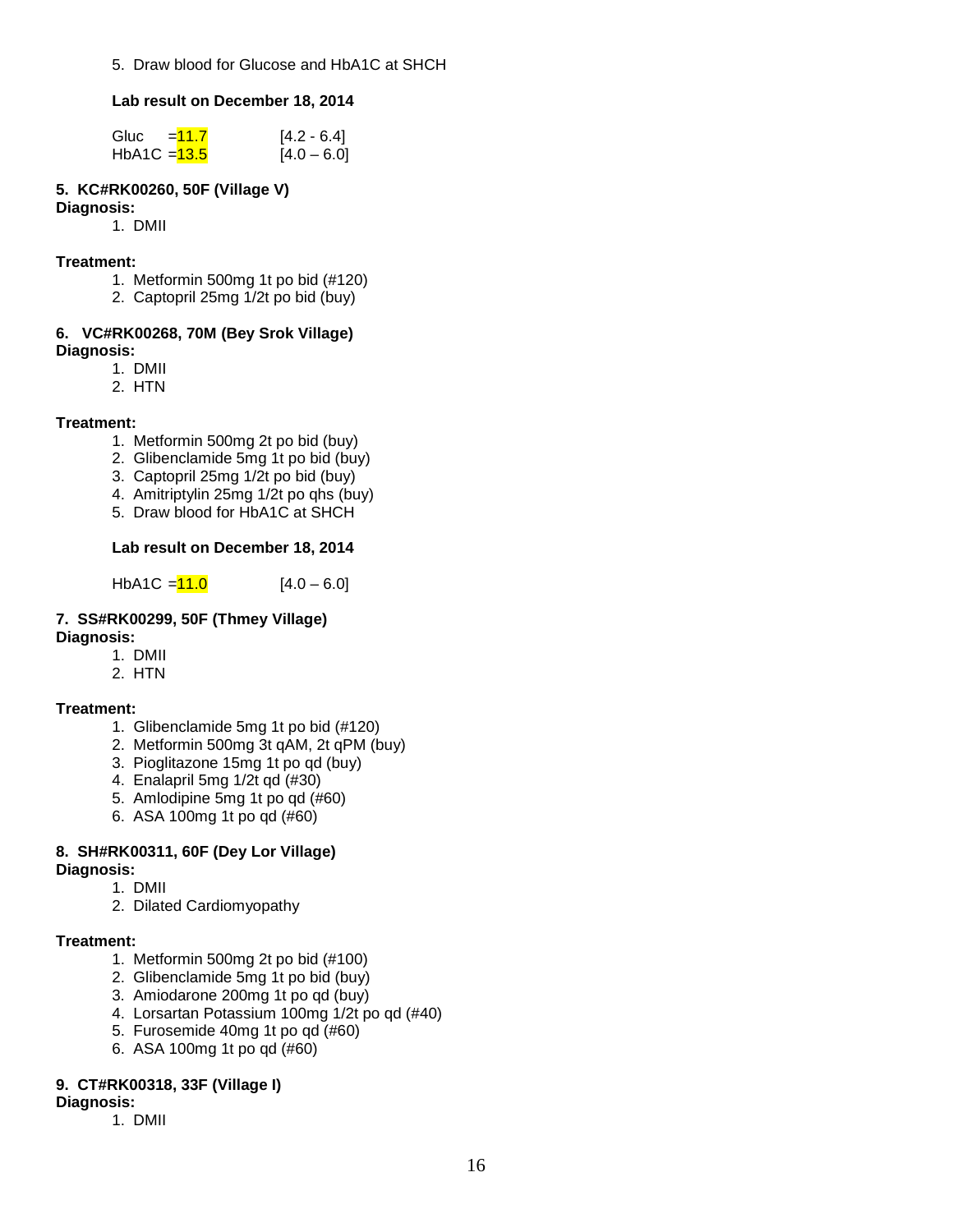5. Draw blood for Glucose and HbA1C at SHCH

**Lab result on December 18, 2014**

Gluc =11.7 [4.2 - 6.4]
HbA1C =13.5 [4.0 – 6.0]

**5. KC#RK00260, 50F (Village V)**

**Diagnosis:**

1. DMII

**Treatment:**

1. Metformin 500mg 1t po bid (#120)
2. Captopril 25mg 1/2t po bid (buy)

**6. VC#RK00268, 70M (Bey Srok Village)**

**Diagnosis:**

1. DMII
2. HTN

**Treatment:**

1. Metformin 500mg 2t po bid (buy)
2. Glibenclamide 5mg 1t po bid (buy)
3. Captopril 25mg 1/2t po bid (buy)
4. Amitriptylin 25mg 1/2t po qhs (buy)
5. Draw blood for HbA1C at SHCH

**Lab result on December 18, 2014**

HbA1C =11.0 [4.0 – 6.0]

**7. SS#RK00299, 50F (Thmey Village)**

**Diagnosis:**

1. DMII
2. HTN

**Treatment:**

1. Glibenclamide 5mg 1t po bid (#120)
2. Metformin 500mg 3t qAM, 2t qPM (buy)
3. Pioglitazone 15mg 1t po qd (buy)
4. Enalapril 5mg 1/2t qd (#30)
5. Amlodipine 5mg 1t po qd (#60)
6. ASA 100mg 1t po qd (#60)

**8. SH#RK00311, 60F (Dey Lor Village)**

**Diagnosis:**

1. DMII
2. Dilated Cardiomyopathy

**Treatment:**

1. Metformin 500mg 2t po bid (#100)
2. Glibenclamide 5mg 1t po bid (buy)
3. Amiodarone 200mg 1t po qd (buy)
4. Lorsartan Potassium 100mg 1/2t po qd (#40)
5. Furosemide 40mg 1t po qd (#60)
6. ASA 100mg 1t po qd (#60)

**9. CT#RK00318, 33F (Village I)**

**Diagnosis:**

1. DMII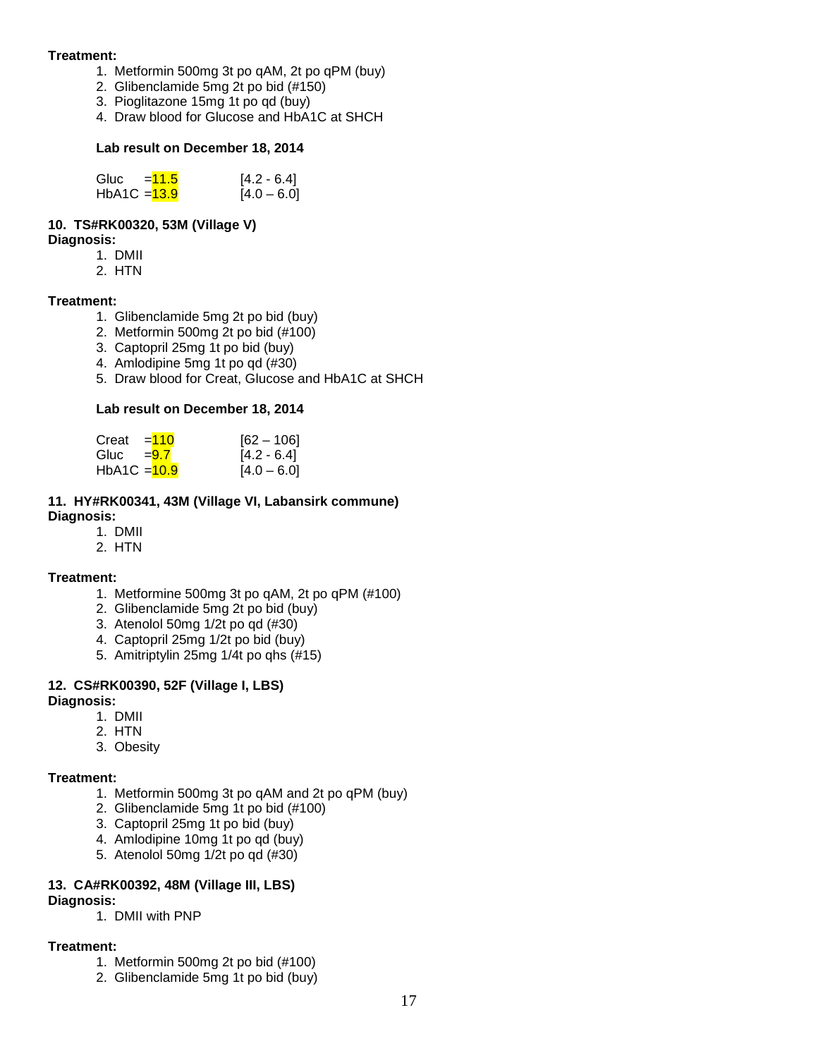**Treatment:**

1. Metformin 500mg 3t po qAM, 2t po qPM (buy)
2. Glibenclamide 5mg 2t po bid (#150)
3. Pioglitazone 15mg 1t po qd (buy)
4. Draw blood for Glucose and HbA1C at SHCH

**Lab result on December 18, 2014**

| | | |
|---|---|---|
| Gluc | =11.5 | [4.2 - 6.4] |
| HbA1C | =13.9 | [4.0 – 6.0] |

**10. TS#RK00320, 53M (Village V)**

**Diagnosis:**

1. DMII
2. HTN

**Treatment:**

1. Glibenclamide 5mg 2t po bid (buy)
2. Metformin 500mg 2t po bid (#100)
3. Captopril 25mg 1t po bid (buy)
4. Amlodipine 5mg 1t po qd (#30)
5. Draw blood for Creat, Glucose and HbA1C at SHCH

**Lab result on December 18, 2014**

| | | |
|---|---|---|
| Creat | =110 | [62 – 106] |
| Gluc | =9.7 | [4.2 - 6.4] |
| HbA1C | =10.9 | [4.0 – 6.0] |

**11. HY#RK00341, 43M (Village VI, Labansirk commune)**

**Diagnosis:**

1. DMII
2. HTN

**Treatment:**

1. Metformine 500mg 3t po qAM, 2t po qPM (#100)
2. Glibenclamide 5mg 2t po bid (buy)
3. Atenolol 50mg 1/2t po qd (#30)
4. Captopril 25mg 1/2t po bid (buy)
5. Amitriptylin 25mg 1/4t po qhs (#15)

**12. CS#RK00390, 52F (Village I, LBS)**

**Diagnosis:**

1. DMII
2. HTN
3. Obesity

**Treatment:**

1. Metformin 500mg 3t po qAM and 2t po qPM (buy)
2. Glibenclamide 5mg 1t po bid (#100)
3. Captopril 25mg 1t po bid (buy)
4. Amlodipine 10mg 1t po qd (buy)
5. Atenolol 50mg 1/2t po qd (#30)

**13. CA#RK00392, 48M (Village III, LBS)**

**Diagnosis:**

1. DMII with PNP

**Treatment:**

1. Metformin 500mg 2t po bid (#100)
2. Glibenclamide 5mg 1t po bid (buy)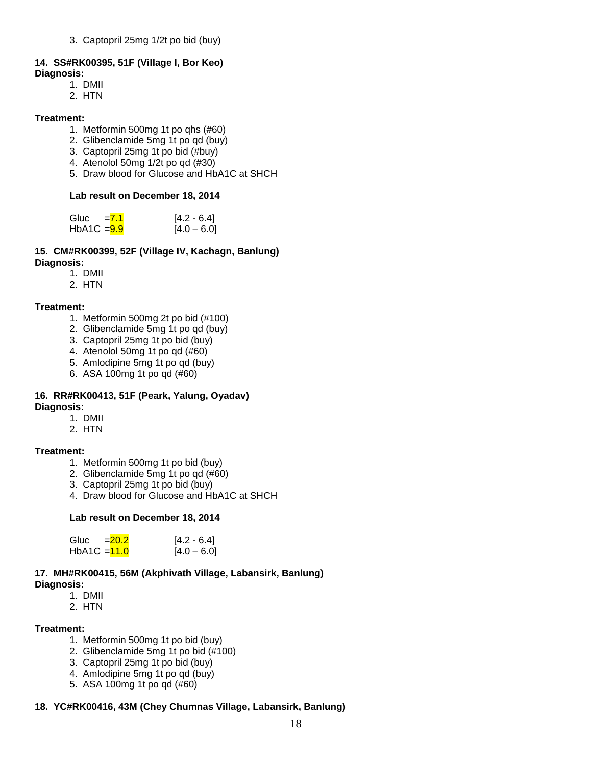3. Captopril 25mg 1/2t po bid (buy)

**14. SS#RK00395, 51F (Village I, Bor Keo)**

**Diagnosis:**

1. DMII
2. HTN

**Treatment:**

1. Metformin 500mg 1t po qhs (#60)
2. Glibenclamide 5mg 1t po qd (buy)
3. Captopril 25mg 1t po bid (#buy)
4. Atenolol 50mg 1/2t po qd (#30)
5. Draw blood for Glucose and HbA1C at SHCH

**Lab result on December 18, 2014**

| | | |
|---|---|---|
| Gluc | =7.1 | [4.2 - 6.4] |
| HbA1C | =9.9 | [4.0 – 6.0] |

**15. CM#RK00399, 52F (Village IV, Kachagn, Banlung)**

**Diagnosis:**

1. DMII
2. HTN

**Treatment:**

1. Metformin 500mg 2t po bid (#100)
2. Glibenclamide 5mg 1t po qd (buy)
3. Captopril 25mg 1t po bid (buy)
4. Atenolol 50mg 1t po qd (#60)
5. Amlodipine 5mg 1t po qd (buy)
6. ASA 100mg 1t po qd (#60)

**16. RR#RK00413, 51F (Peark, Yalung, Oyadav)**

**Diagnosis:**

1. DMII
2. HTN

**Treatment:**

1. Metformin 500mg 1t po bid (buy)
2. Glibenclamide 5mg 1t po qd (#60)
3. Captopril 25mg 1t po bid (buy)
4. Draw blood for Glucose and HbA1C at SHCH

**Lab result on December 18, 2014**

| | | |
|---|---|---|
| Gluc | =20.2 | [4.2 - 6.4] |
| HbA1C | =11.0 | [4.0 – 6.0] |

**17. MH#RK00415, 56M (Akphivath Village, Labansirk, Banlung)**

**Diagnosis:**

1. DMII
2. HTN

**Treatment:**

1. Metformin 500mg 1t po bid (buy)
2. Glibenclamide 5mg 1t po bid (#100)
3. Captopril 25mg 1t po bid (buy)
4. Amlodipine 5mg 1t po qd (buy)
5. ASA 100mg 1t po qd (#60)

**18. YC#RK00416, 43M (Chey Chumnas Village, Labansirk, Banlung)**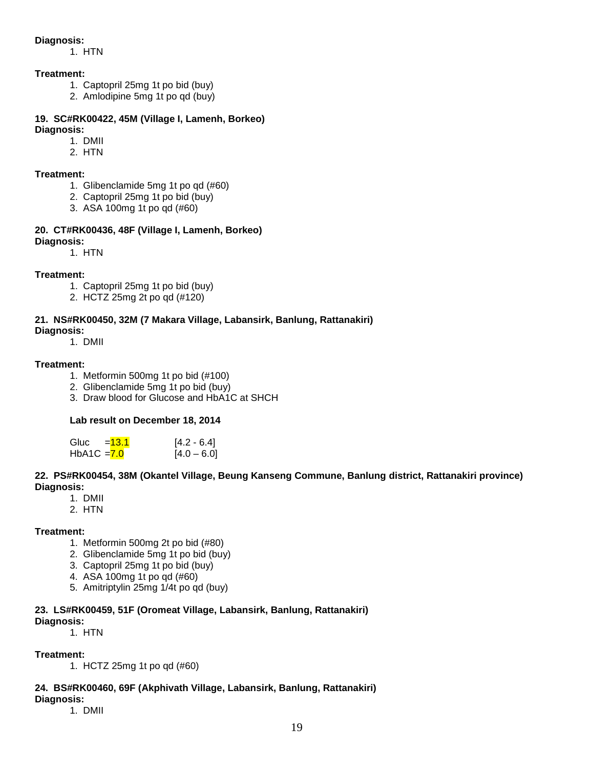**Diagnosis:**

1. HTN

**Treatment:**

1. Captopril 25mg 1t po bid (buy)
2. Amlodipine 5mg 1t po qd (buy)

**19. SC#RK00422, 45M (Village I, Lamenh, Borkeo)**

**Diagnosis:**

1. DMII
2. HTN

**Treatment:**

1. Glibenclamide 5mg 1t po qd (#60)
2. Captopril 25mg 1t po bid (buy)
3. ASA 100mg 1t po qd (#60)

**20. CT#RK00436, 48F (Village I, Lamenh, Borkeo)**

**Diagnosis:**

1. HTN

**Treatment:**

1. Captopril 25mg 1t po bid (buy)
2. HCTZ 25mg 2t po qd (#120)

**21. NS#RK00450, 32M (7 Makara Village, Labansirk, Banlung, Rattanakiri)**

**Diagnosis:**

1. DMII

**Treatment:**

1. Metformin 500mg 1t po bid (#100)
2. Glibenclamide 5mg 1t po bid (buy)
3. Draw blood for Glucose and HbA1C at SHCH

**Lab result on December 18, 2014**

| | | |
|---|---|---|
| Gluc | =13.1 | [4.2 - 6.4] |
| HbA1C | =7.0 | [4.0 – 6.0] |

**22. PS#RK00454, 38M (Okantel Village, Beung Kanseng Commune, Banlung district, Rattanakiri province)**

**Diagnosis:**

1. DMII
2. HTN

**Treatment:**

1. Metformin 500mg 2t po bid (#80)
2. Glibenclamide 5mg 1t po bid (buy)
3. Captopril 25mg 1t po bid (buy)
4. ASA 100mg 1t po qd (#60)
5. Amitriptylin 25mg 1/4t po qd (buy)

**23. LS#RK00459, 51F (Oromeat Village, Labansirk, Banlung, Rattanakiri)**

**Diagnosis:**

1. HTN

**Treatment:**

1. HCTZ 25mg 1t po qd (#60)

**24. BS#RK00460, 69F (Akphivath Village, Labansirk, Banlung, Rattanakiri)**

**Diagnosis:**

1. DMII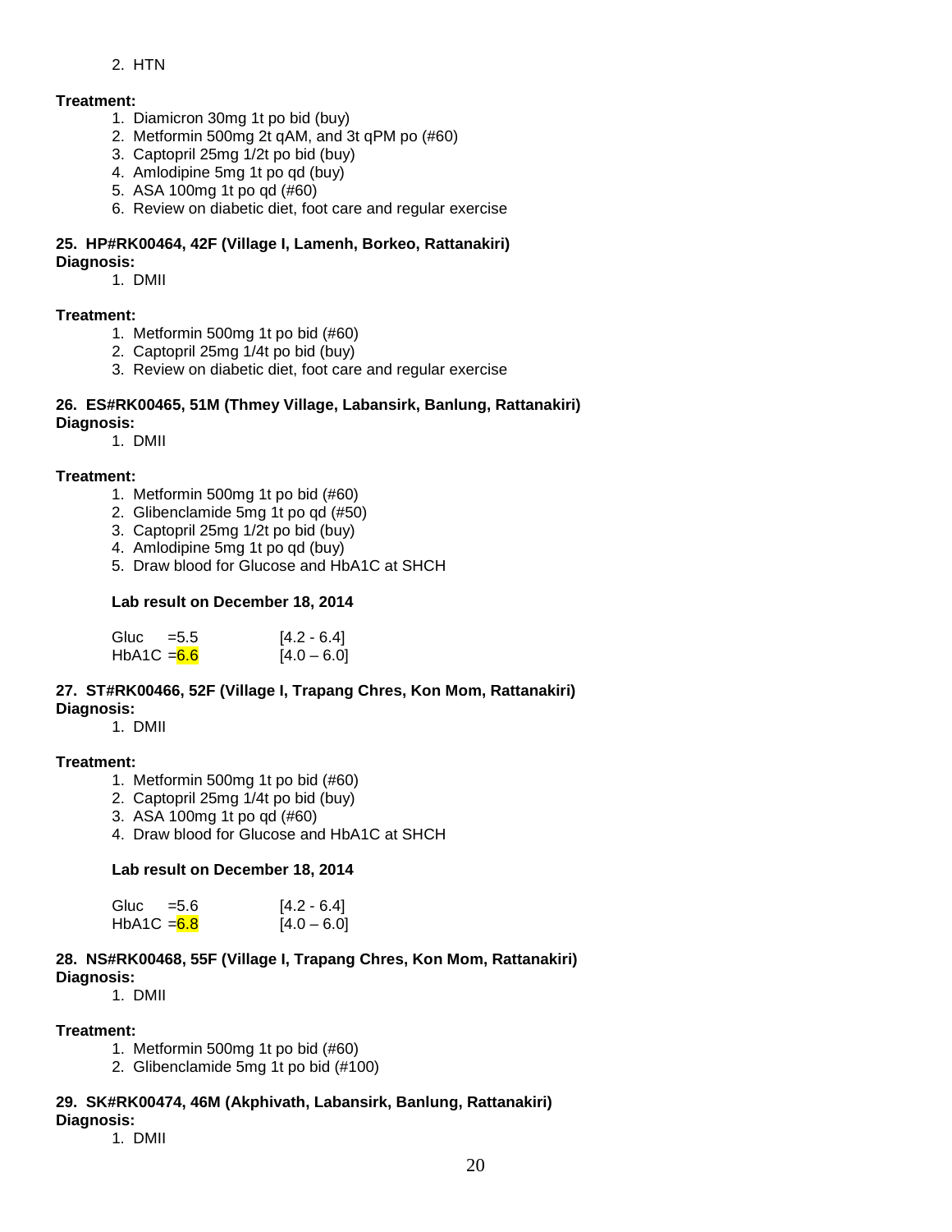2. HTN

**Treatment:**

1. Diamicron 30mg 1t po bid (buy)
2. Metformin 500mg 2t qAM, and 3t qPM po (#60)
3. Captopril 25mg 1/2t po bid (buy)
4. Amlodipine 5mg 1t po qd (buy)
5. ASA 100mg 1t po qd (#60)
6. Review on diabetic diet, foot care and regular exercise

**25. HP#RK00464, 42F (Village I, Lamenh, Borkeo, Rattanakiri)**
**Diagnosis:**

1. DMII

**Treatment:**

1. Metformin 500mg 1t po bid (#60)
2. Captopril 25mg 1/4t po bid (buy)
3. Review on diabetic diet, foot care and regular exercise

**26. ES#RK00465, 51M (Thmey Village, Labansirk, Banlung, Rattanakiri)**
**Diagnosis:**

1. DMII

**Treatment:**

1. Metformin 500mg 1t po bid (#60)
2. Glibenclamide 5mg 1t po qd (#50)
3. Captopril 25mg 1/2t po bid (buy)
4. Amlodipine 5mg 1t po qd (buy)
5. Draw blood for Glucose and HbA1C at SHCH

**Lab result on December 18, 2014**

| | | |
|---|---|---|
| Gluc | =5.5 | [4.2 - 6.4] |
| HbA1C | =6.6 | [4.0 – 6.0] |

**27. ST#RK00466, 52F (Village I, Trapang Chres, Kon Mom, Rattanakiri)**
**Diagnosis:**

1. DMII

**Treatment:**

1. Metformin 500mg 1t po bid (#60)
2. Captopril 25mg 1/4t po bid (buy)
3. ASA 100mg 1t po qd (#60)
4. Draw blood for Glucose and HbA1C at SHCH

**Lab result on December 18, 2014**

| | | |
|---|---|---|
| Gluc | =5.6 | [4.2 - 6.4] |
| HbA1C | =6.8 | [4.0 – 6.0] |

**28. NS#RK00468, 55F (Village I, Trapang Chres, Kon Mom, Rattanakiri)**
**Diagnosis:**

1. DMII

**Treatment:**

1. Metformin 500mg 1t po bid (#60)
2. Glibenclamide 5mg 1t po bid (#100)

**29. SK#RK00474, 46M (Akphivath, Labansirk, Banlung, Rattanakiri)**
**Diagnosis:**

1. DMII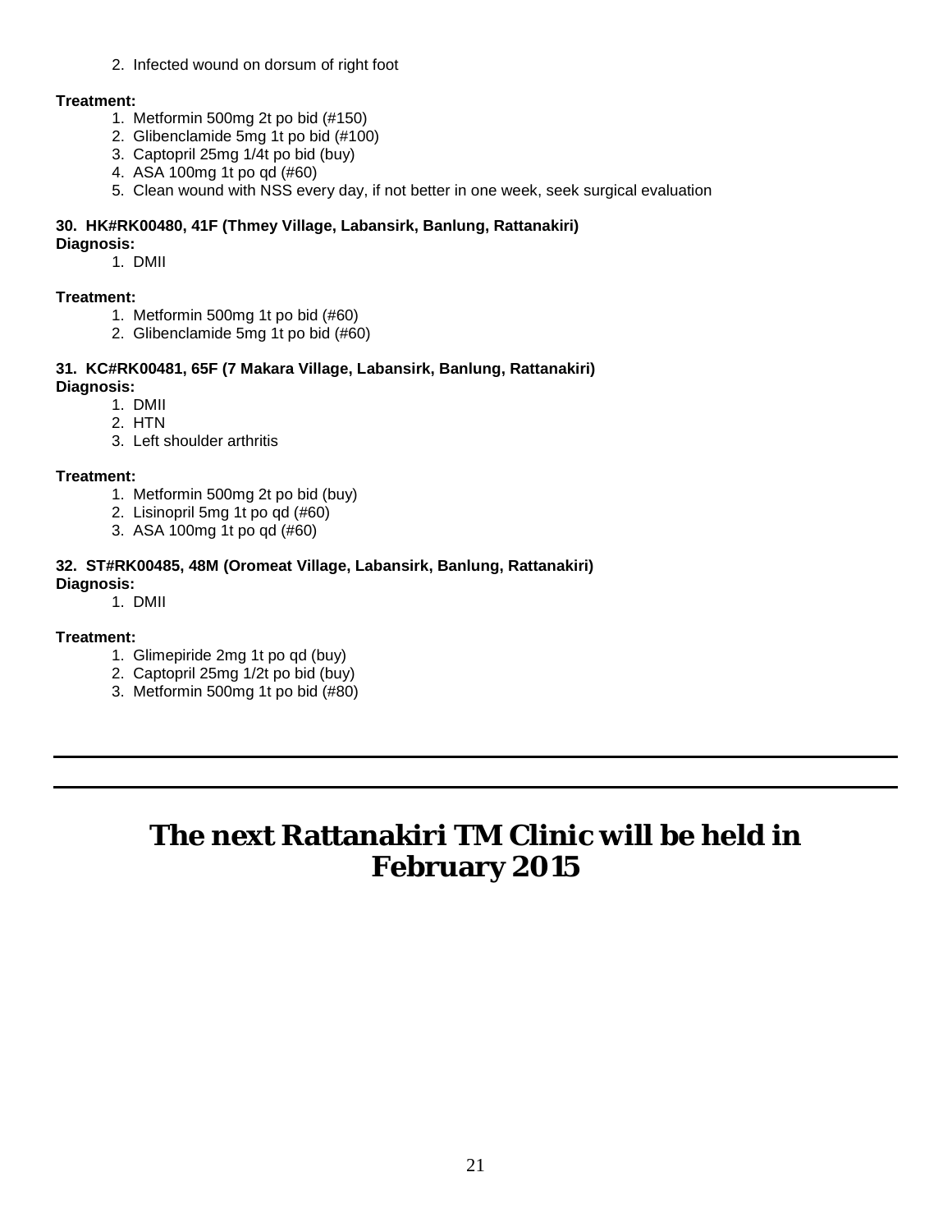2. Infected wound on dorsum of right foot

**Treatment:**

1. Metformin 500mg 2t po bid (#150)
2. Glibenclamide 5mg 1t po bid (#100)
3. Captopril 25mg 1/4t po bid (buy)
4. ASA 100mg 1t po qd (#60)
5. Clean wound with NSS every day, if not better in one week, seek surgical evaluation

**30. HK#RK00480, 41F (Thmey Village, Labansirk, Banlung, Rattanakiri)**

**Diagnosis:**

1. DMII

**Treatment:**

1. Metformin 500mg 1t po bid (#60)
2. Glibenclamide 5mg 1t po bid (#60)

**31. KC#RK00481, 65F (7 Makara Village, Labansirk, Banlung, Rattanakiri)**

**Diagnosis:**

1. DMII
2. HTN
3. Left shoulder arthritis

**Treatment:**

1. Metformin 500mg 2t po bid (buy)
2. Lisinopril 5mg 1t po qd (#60)
3. ASA 100mg 1t po qd (#60)

**32. ST#RK00485, 48M (Oromeat Village, Labansirk, Banlung, Rattanakiri)**

**Diagnosis:**

1. DMII

**Treatment:**

1. Glimepiride 2mg 1t po qd (buy)
2. Captopril 25mg 1/2t po bid (buy)
3. Metformin 500mg 1t po bid (#80)

---

# The next Rattanakiri TM Clinic will be held in February 2015